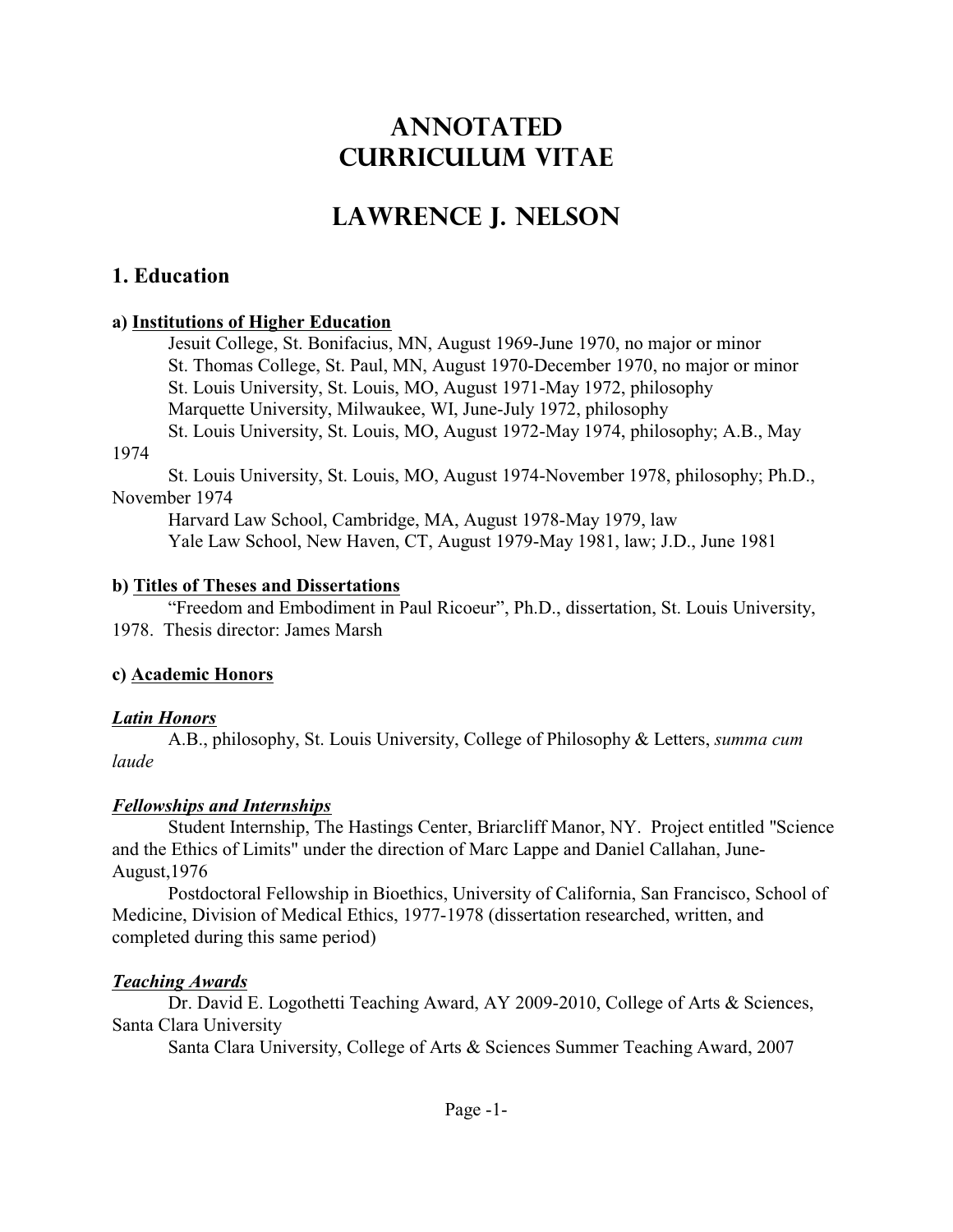# Annotated Curriculum Vitae

# Lawrence J. Nelson

## 1. Education

### a) Institutions of Higher Education

Jesuit College, St. Bonifacius, MN, August 1969-June 1970, no major or minor
St. Thomas College, St. Paul, MN, August 1970-December 1970, no major or minor
St. Louis University, St. Louis, MO, August 1971-May 1972, philosophy
Marquette University, Milwaukee, WI, June-July 1972, philosophy
St. Louis University, St. Louis, MO, August 1972-May 1974, philosophy; A.B., May 1974
St. Louis University, St. Louis, MO, August 1974-November 1978, philosophy; Ph.D., November 1974
Harvard Law School, Cambridge, MA, August 1978-May 1979, law
Yale Law School, New Haven, CT, August 1979-May 1981, law; J.D., June 1981

### b) Titles of Theses and Dissertations

"Freedom and Embodiment in Paul Ricoeur", Ph.D., dissertation, St. Louis University, 1978. Thesis director: James Marsh

### c) Academic Honors

***Latin Honors***

A.B., philosophy, St. Louis University, College of Philosophy & Letters, *summa cum laude*

***Fellowships and Internships***

Student Internship, The Hastings Center, Briarcliff Manor, NY. Project entitled "Science and the Ethics of Limits" under the direction of Marc Lappe and Daniel Callahan, June-August,1976

Postdoctoral Fellowship in Bioethics, University of California, San Francisco, School of Medicine, Division of Medical Ethics, 1977-1978 (dissertation researched, written, and completed during this same period)

***Teaching Awards***

Dr. David E. Logothetti Teaching Award, AY 2009-2010, College of Arts & Sciences, Santa Clara University

Santa Clara University, College of Arts & Sciences Summer Teaching Award, 2007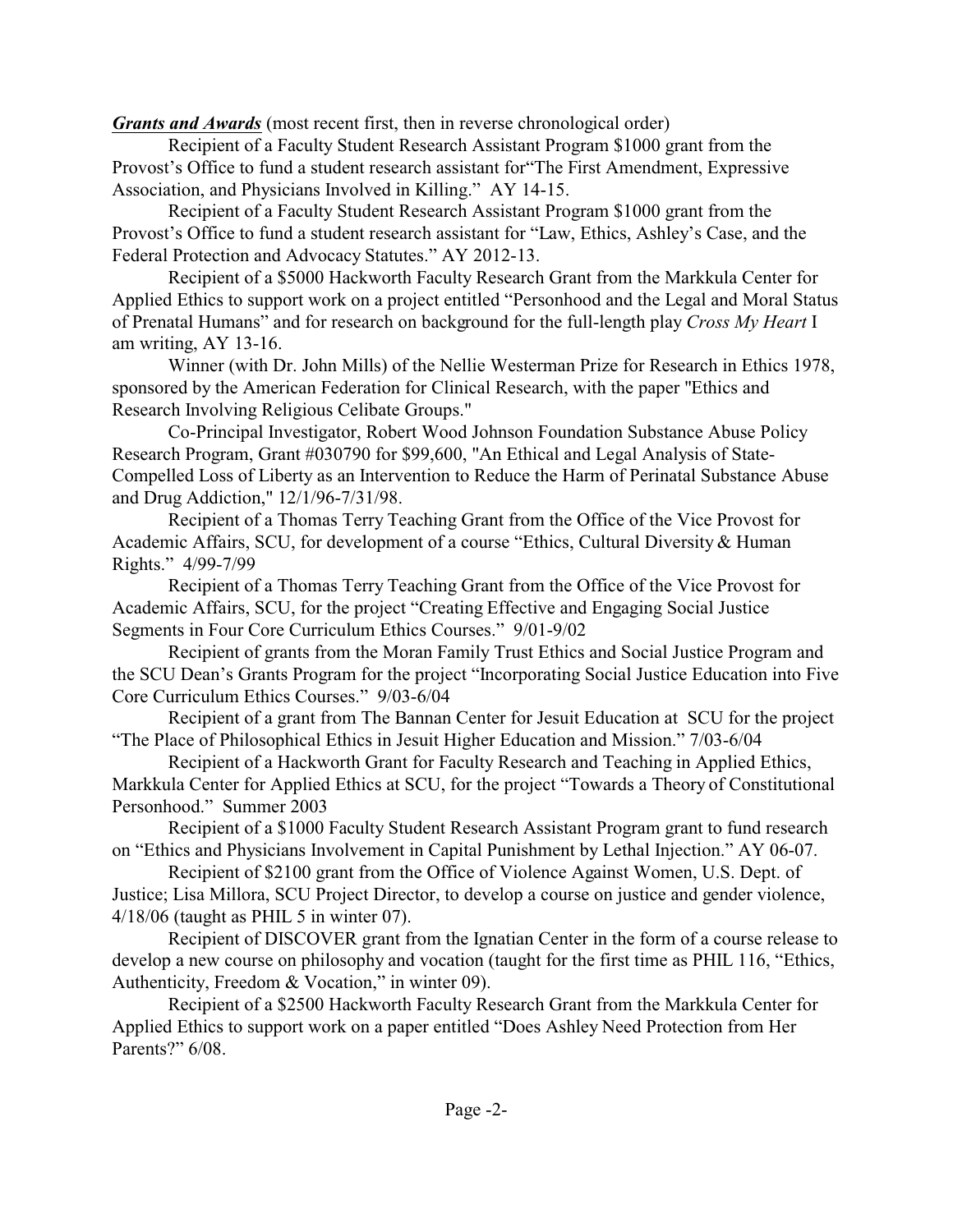***Grants and Awards*** (most recent first, then in reverse chronological order)

Recipient of a Faculty Student Research Assistant Program $1000 grant from the Provost's Office to fund a student research assistant for"The First Amendment, Expressive Association, and Physicians Involved in Killing." AY 14-15.

Recipient of a Faculty Student Research Assistant Program $1000 grant from the Provost's Office to fund a student research assistant for "Law, Ethics, Ashley's Case, and the Federal Protection and Advocacy Statutes." AY 2012-13.

Recipient of a $5000 Hackworth Faculty Research Grant from the Markkula Center for Applied Ethics to support work on a project entitled "Personhood and the Legal and Moral Status of Prenatal Humans" and for research on background for the full-length play *Cross My Heart* I am writing, AY 13-16.

Winner (with Dr. John Mills) of the Nellie Westerman Prize for Research in Ethics 1978, sponsored by the American Federation for Clinical Research, with the paper "Ethics and Research Involving Religious Celibate Groups."

Co-Principal Investigator, Robert Wood Johnson Foundation Substance Abuse Policy Research Program, Grant #030790 for $99,600, "An Ethical and Legal Analysis of State-Compelled Loss of Liberty as an Intervention to Reduce the Harm of Perinatal Substance Abuse and Drug Addiction," 12/1/96-7/31/98.

Recipient of a Thomas Terry Teaching Grant from the Office of the Vice Provost for Academic Affairs, SCU, for development of a course "Ethics, Cultural Diversity & Human Rights." 4/99-7/99

Recipient of a Thomas Terry Teaching Grant from the Office of the Vice Provost for Academic Affairs, SCU, for the project "Creating Effective and Engaging Social Justice Segments in Four Core Curriculum Ethics Courses." 9/01-9/02

Recipient of grants from the Moran Family Trust Ethics and Social Justice Program and the SCU Dean's Grants Program for the project "Incorporating Social Justice Education into Five Core Curriculum Ethics Courses." 9/03-6/04

Recipient of a grant from The Bannan Center for Jesuit Education at SCU for the project "The Place of Philosophical Ethics in Jesuit Higher Education and Mission." 7/03-6/04

Recipient of a Hackworth Grant for Faculty Research and Teaching in Applied Ethics, Markkula Center for Applied Ethics at SCU, for the project "Towards a Theory of Constitutional Personhood." Summer 2003

Recipient of a $1000 Faculty Student Research Assistant Program grant to fund research on "Ethics and Physicians Involvement in Capital Punishment by Lethal Injection." AY 06-07.

Recipient of $2100 grant from the Office of Violence Against Women, U.S. Dept. of Justice; Lisa Millora, SCU Project Director, to develop a course on justice and gender violence, 4/18/06 (taught as PHIL 5 in winter 07).

Recipient of DISCOVER grant from the Ignatian Center in the form of a course release to develop a new course on philosophy and vocation (taught for the first time as PHIL 116, "Ethics, Authenticity, Freedom & Vocation," in winter 09).

Recipient of a $2500 Hackworth Faculty Research Grant from the Markkula Center for Applied Ethics to support work on a paper entitled "Does Ashley Need Protection from Her Parents?" 6/08.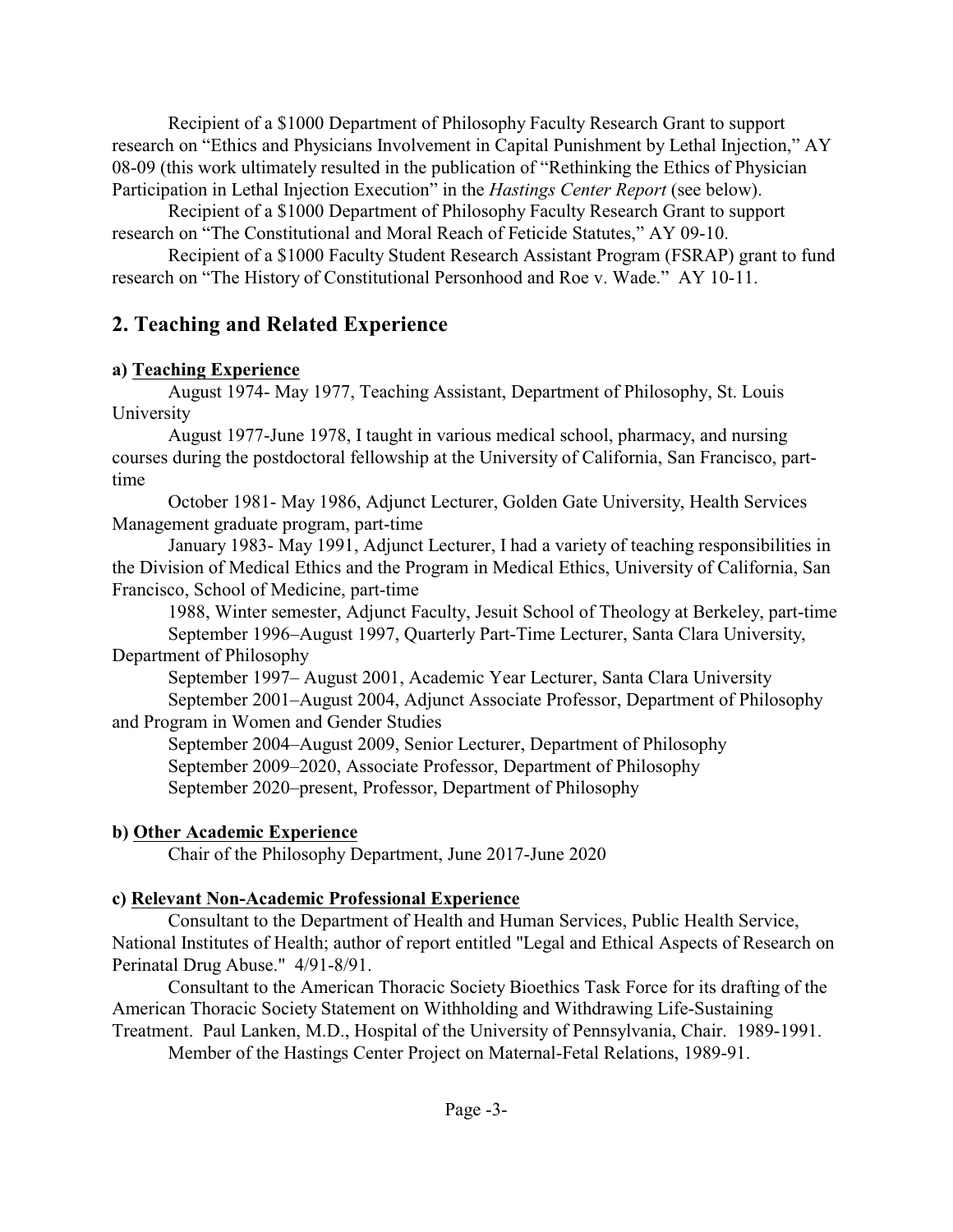Recipient of a $1000 Department of Philosophy Faculty Research Grant to support research on "Ethics and Physicians Involvement in Capital Punishment by Lethal Injection," AY 08-09 (this work ultimately resulted in the publication of "Rethinking the Ethics of Physician Participation in Lethal Injection Execution" in the *Hastings Center Report* (see below).

Recipient of a $1000 Department of Philosophy Faculty Research Grant to support research on "The Constitutional and Moral Reach of Feticide Statutes," AY 09-10.

Recipient of a $1000 Faculty Student Research Assistant Program (FSRAP) grant to fund research on "The History of Constitutional Personhood and Roe v. Wade." AY 10-11.

## 2. Teaching and Related Experience

### a) Teaching Experience

August 1974- May 1977, Teaching Assistant, Department of Philosophy, St. Louis University

August 1977-June 1978, I taught in various medical school, pharmacy, and nursing courses during the postdoctoral fellowship at the University of California, San Francisco, part-time

October 1981- May 1986, Adjunct Lecturer, Golden Gate University, Health Services Management graduate program, part-time

January 1983- May 1991, Adjunct Lecturer, I had a variety of teaching responsibilities in the Division of Medical Ethics and the Program in Medical Ethics, University of California, San Francisco, School of Medicine, part-time

1988, Winter semester, Adjunct Faculty, Jesuit School of Theology at Berkeley, part-time

September 1996–August 1997, Quarterly Part-Time Lecturer, Santa Clara University, Department of Philosophy

September 1997– August 2001, Academic Year Lecturer, Santa Clara University

September 2001–August 2004, Adjunct Associate Professor, Department of Philosophy and Program in Women and Gender Studies

September 2004–August 2009, Senior Lecturer, Department of Philosophy

September 2009–2020, Associate Professor, Department of Philosophy

September 2020–present, Professor, Department of Philosophy

### b) Other Academic Experience

Chair of the Philosophy Department, June 2017-June 2020

### c) Relevant Non-Academic Professional Experience

Consultant to the Department of Health and Human Services, Public Health Service, National Institutes of Health; author of report entitled "Legal and Ethical Aspects of Research on Perinatal Drug Abuse." 4/91-8/91.

Consultant to the American Thoracic Society Bioethics Task Force for its drafting of the American Thoracic Society Statement on Withholding and Withdrawing Life-Sustaining Treatment. Paul Lanken, M.D., Hospital of the University of Pennsylvania, Chair. 1989-1991.

Member of the Hastings Center Project on Maternal-Fetal Relations, 1989-91.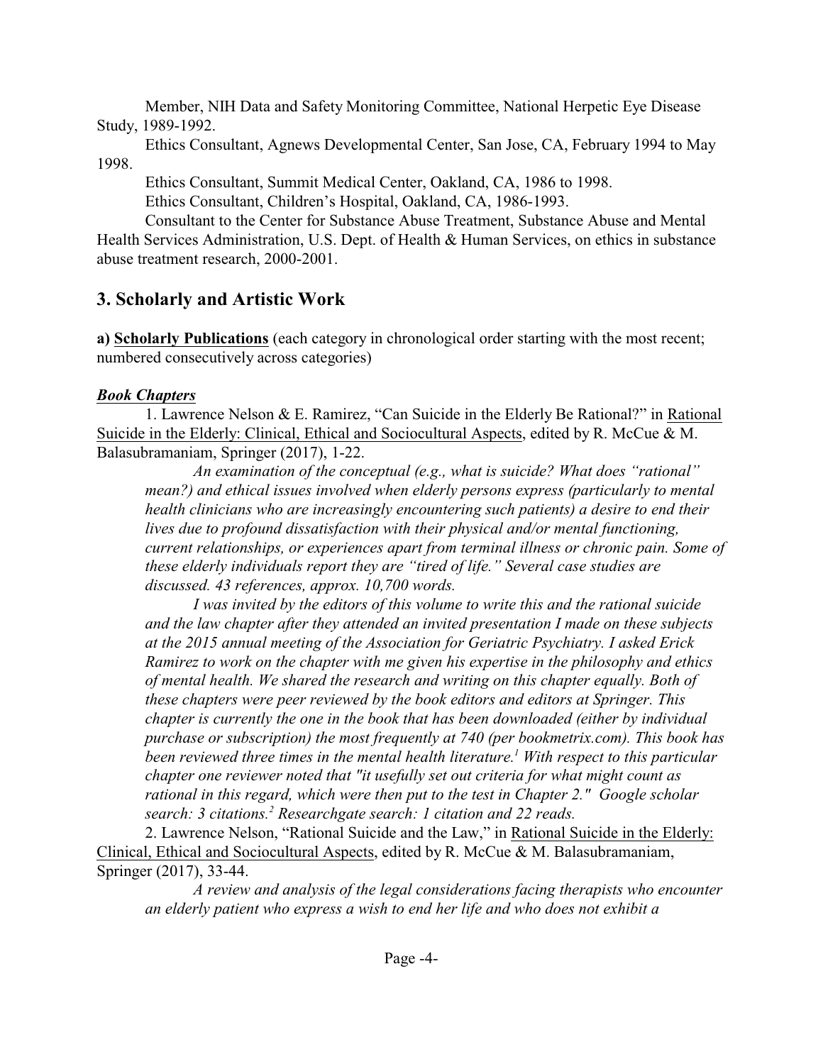Member, NIH Data and Safety Monitoring Committee, National Herpetic Eye Disease Study, 1989-1992.

Ethics Consultant, Agnews Developmental Center, San Jose, CA, February 1994 to May 1998.

Ethics Consultant, Summit Medical Center, Oakland, CA, 1986 to 1998.

Ethics Consultant, Children's Hospital, Oakland, CA, 1986-1993.

Consultant to the Center for Substance Abuse Treatment, Substance Abuse and Mental Health Services Administration, U.S. Dept. of Health & Human Services, on ethics in substance abuse treatment research, 2000-2001.

## 3. Scholarly and Artistic Work

**a) <u>Scholarly Publications</u>** (each category in chronological order starting with the most recent; numbered consecutively across categories)

***<u>Book Chapters</u>***

1. Lawrence Nelson & E. Ramirez, "Can Suicide in the Elderly Be Rational?" in <u>Rational Suicide in the Elderly: Clinical, Ethical and Sociocultural Aspects</u>, edited by R. McCue & M. Balasubramaniam, Springer (2017), 1-22.

*An examination of the conceptual (e.g., what is suicide? What does "rational" mean?) and ethical issues involved when elderly persons express (particularly to mental health clinicians who are increasingly encountering such patients) a desire to end their lives due to profound dissatisfaction with their physical and/or mental functioning, current relationships, or experiences apart from terminal illness or chronic pain. Some of these elderly individuals report they are "tired of life." Several case studies are discussed. 43 references, approx. 10,700 words.*

*I was invited by the editors of this volume to write this and the rational suicide and the law chapter after they attended an invited presentation I made on these subjects at the 2015 annual meeting of the Association for Geriatric Psychiatry. I asked Erick Ramirez to work on the chapter with me given his expertise in the philosophy and ethics of mental health. We shared the research and writing on this chapter equally. Both of these chapters were peer reviewed by the book editors and editors at Springer. This chapter is currently the one in the book that has been downloaded (either by individual purchase or subscription) the most frequently at 740 (per bookmetrix.com). This book has been reviewed three times in the mental health literature.[1] With respect to this particular chapter one reviewer noted that "it usefully set out criteria for what might count as rational in this regard, which were then put to the test in Chapter 2." Google scholar search: 3 citations.[2] Researchgate search: 1 citation and 22 reads.*

2. Lawrence Nelson, "Rational Suicide and the Law," in <u>Rational Suicide in the Elderly: Clinical, Ethical and Sociocultural Aspects</u>, edited by R. McCue & M. Balasubramaniam, Springer (2017), 33-44.

*A review and analysis of the legal considerations facing therapists who encounter an elderly patient who express a wish to end her life and who does not exhibit a*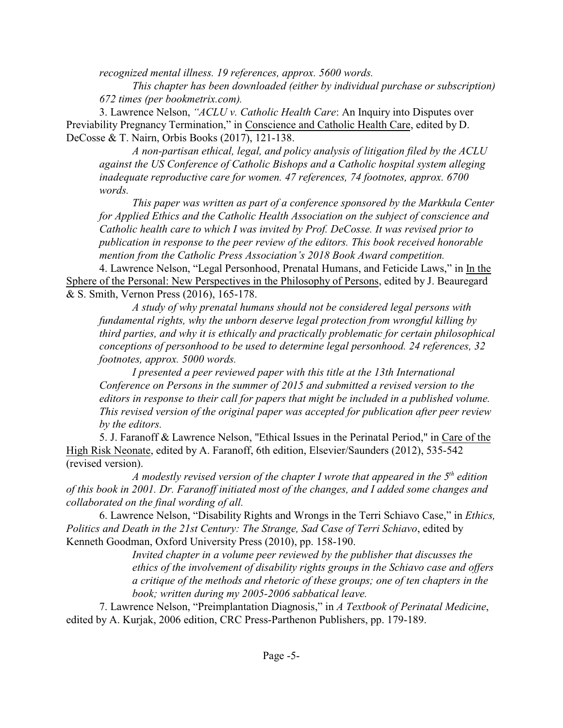*recognized mental illness. 19 references, approx. 5600 words.*

*This chapter has been downloaded (either by individual purchase or subscription) 672 times (per bookmetrix.com).*

3. Lawrence Nelson, *"ACLU v. Catholic Health Care*: An Inquiry into Disputes over Previability Pregnancy Termination," in Conscience and Catholic Health Care, edited by D. DeCosse & T. Nairn, Orbis Books (2017), 121-138.

*A non-partisan ethical, legal, and policy analysis of litigation filed by the ACLU against the US Conference of Catholic Bishops and a Catholic hospital system alleging inadequate reproductive care for women. 47 references, 74 footnotes, approx. 6700 words.*

*This paper was written as part of a conference sponsored by the Markkula Center for Applied Ethics and the Catholic Health Association on the subject of conscience and Catholic health care to which I was invited by Prof. DeCosse. It was revised prior to publication in response to the peer review of the editors. This book received honorable mention from the Catholic Press Association's 2018 Book Award competition.*

4. Lawrence Nelson, "Legal Personhood, Prenatal Humans, and Feticide Laws," in In the Sphere of the Personal: New Perspectives in the Philosophy of Persons, edited by J. Beauregard & S. Smith, Vernon Press (2016), 165-178.

*A study of why prenatal humans should not be considered legal persons with fundamental rights, why the unborn deserve legal protection from wrongful killing by third parties, and why it is ethically and practically problematic for certain philosophical conceptions of personhood to be used to determine legal personhood. 24 references, 32 footnotes, approx. 5000 words.*

*I presented a peer reviewed paper with this title at the 13th International Conference on Persons in the summer of 2015 and submitted a revised version to the editors in response to their call for papers that might be included in a published volume. This revised version of the original paper was accepted for publication after peer review by the editors.*

5. J. Faranoff & Lawrence Nelson, "Ethical Issues in the Perinatal Period," in Care of the High Risk Neonate, edited by A. Faranoff, 6th edition, Elsevier/Saunders (2012), 535-542 (revised version).

*A modestly revised version of the chapter I wrote that appeared in the 5th edition of this book in 2001. Dr. Faranoff initiated most of the changes, and I added some changes and collaborated on the final wording of all.*

6. Lawrence Nelson, "Disability Rights and Wrongs in the Terri Schiavo Case," in *Ethics, Politics and Death in the 21st Century: The Strange, Sad Case of Terri Schiavo*, edited by Kenneth Goodman, Oxford University Press (2010), pp. 158-190.

*Invited chapter in a volume peer reviewed by the publisher that discusses the ethics of the involvement of disability rights groups in the Schiavo case and offers a critique of the methods and rhetoric of these groups; one of ten chapters in the book; written during my 2005-2006 sabbatical leave.*

7. Lawrence Nelson, "Preimplantation Diagnosis," in *A Textbook of Perinatal Medicine*, edited by A. Kurjak, 2006 edition, CRC Press-Parthenon Publishers, pp. 179-189.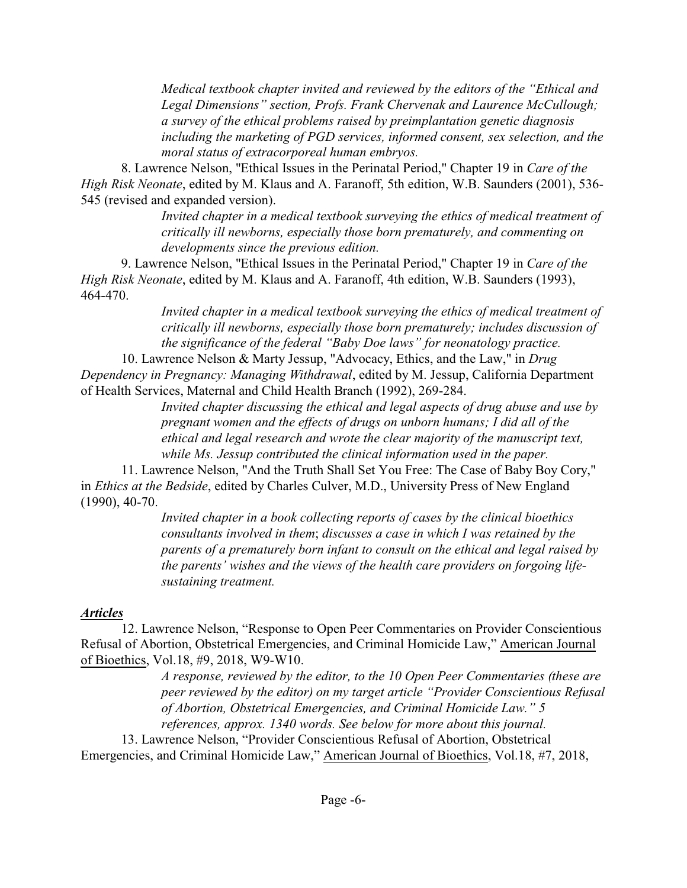*Medical textbook chapter invited and reviewed by the editors of the "Ethical and Legal Dimensions" section, Profs. Frank Chervenak and Laurence McCullough; a survey of the ethical problems raised by preimplantation genetic diagnosis including the marketing of PGD services, informed consent, sex selection, and the moral status of extracorporeal human embryos.*

8. Lawrence Nelson, "Ethical Issues in the Perinatal Period," Chapter 19 in *Care of the High Risk Neonate*, edited by M. Klaus and A. Faranoff, 5th edition, W.B. Saunders (2001), 536-545 (revised and expanded version).

*Invited chapter in a medical textbook surveying the ethics of medical treatment of critically ill newborns, especially those born prematurely, and commenting on developments since the previous edition.*

9. Lawrence Nelson, "Ethical Issues in the Perinatal Period," Chapter 19 in *Care of the High Risk Neonate*, edited by M. Klaus and A. Faranoff, 4th edition, W.B. Saunders (1993), 464-470.

*Invited chapter in a medical textbook surveying the ethics of medical treatment of critically ill newborns, especially those born prematurely; includes discussion of the significance of the federal "Baby Doe laws" for neonatology practice.*

10. Lawrence Nelson & Marty Jessup, "Advocacy, Ethics, and the Law," in *Drug Dependency in Pregnancy: Managing Withdrawal*, edited by M. Jessup, California Department of Health Services, Maternal and Child Health Branch (1992), 269-284.

*Invited chapter discussing the ethical and legal aspects of drug abuse and use by pregnant women and the effects of drugs on unborn humans; I did all of the ethical and legal research and wrote the clear majority of the manuscript text, while Ms. Jessup contributed the clinical information used in the paper.*

11. Lawrence Nelson, "And the Truth Shall Set You Free: The Case of Baby Boy Cory," in *Ethics at the Bedside*, edited by Charles Culver, M.D., University Press of New England (1990), 40-70.

*Invited chapter in a book collecting reports of cases by the clinical bioethics consultants involved in them*; *discusses a case in which I was retained by the parents of a prematurely born infant to consult on the ethical and legal raised by the parents' wishes and the views of the health care providers on forgoing life-sustaining treatment.*

## ***Articles***

12. Lawrence Nelson, "Response to Open Peer Commentaries on Provider Conscientious Refusal of Abortion, Obstetrical Emergencies, and Criminal Homicide Law," American Journal of Bioethics, Vol.18, #9, 2018, W9-W10.

*A response, reviewed by the editor, to the 10 Open Peer Commentaries (these are peer reviewed by the editor) on my target article "Provider Conscientious Refusal of Abortion, Obstetrical Emergencies, and Criminal Homicide Law." 5 references, approx. 1340 words. See below for more about this journal.*

13. Lawrence Nelson, "Provider Conscientious Refusal of Abortion, Obstetrical Emergencies, and Criminal Homicide Law," American Journal of Bioethics, Vol.18, #7, 2018,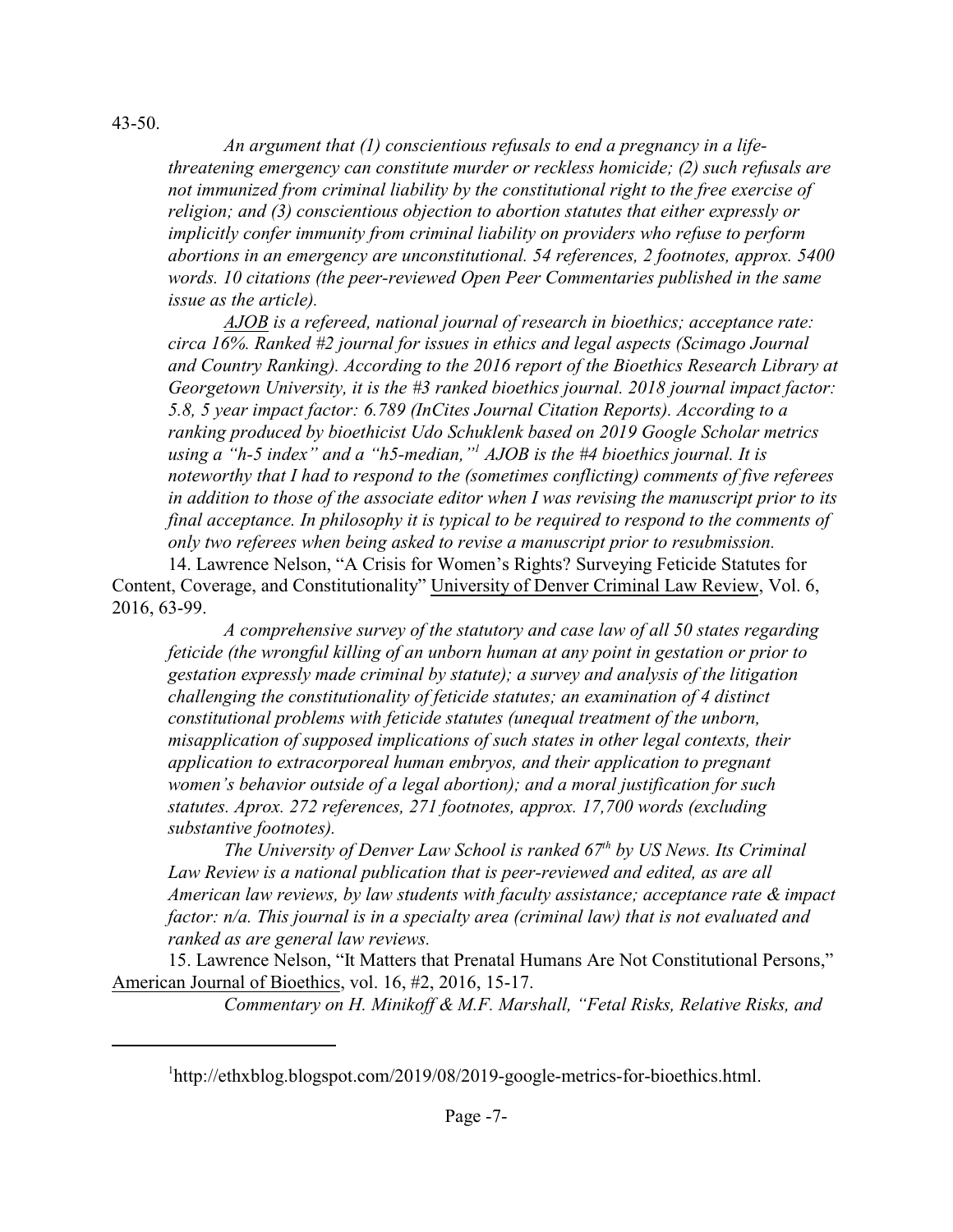43-50.

*An argument that (1) conscientious refusals to end a pregnancy in a life-threatening emergency can constitute murder or reckless homicide; (2) such refusals are not immunized from criminal liability by the constitutional right to the free exercise of religion; and (3) conscientious objection to abortion statutes that either expressly or implicitly confer immunity from criminal liability on providers who refuse to perform abortions in an emergency are unconstitutional. 54 references, 2 footnotes, approx. 5400 words. 10 citations (the peer-reviewed Open Peer Commentaries published in the same issue as the article).*

*AJOB is a refereed, national journal of research in bioethics; acceptance rate: circa 16%. Ranked #2 journal for issues in ethics and legal aspects (Scimago Journal and Country Ranking). According to the 2016 report of the Bioethics Research Library at Georgetown University, it is the #3 ranked bioethics journal. 2018 journal impact factor: 5.8, 5 year impact factor: 6.789 (InCites Journal Citation Reports). According to a ranking produced by bioethicist Udo Schuklenk based on 2019 Google Scholar metrics using a "h-5 index" and a "h5-median,"[1] AJOB is the #4 bioethics journal. It is noteworthy that I had to respond to the (sometimes conflicting) comments of five referees in addition to those of the associate editor when I was revising the manuscript prior to its final acceptance. In philosophy it is typical to be required to respond to the comments of only two referees when being asked to revise a manuscript prior to resubmission.*

14. Lawrence Nelson, "A Crisis for Women's Rights? Surveying Feticide Statutes for Content, Coverage, and Constitutionality" University of Denver Criminal Law Review, Vol. 6, 2016, 63-99.

*A comprehensive survey of the statutory and case law of all 50 states regarding feticide (the wrongful killing of an unborn human at any point in gestation or prior to gestation expressly made criminal by statute); a survey and analysis of the litigation challenging the constitutionality of feticide statutes; an examination of 4 distinct constitutional problems with feticide statutes (unequal treatment of the unborn, misapplication of supposed implications of such states in other legal contexts, their application to extracorporeal human embryos, and their application to pregnant women's behavior outside of a legal abortion); and a moral justification for such statutes. Aprox. 272 references, 271 footnotes, approx. 17,700 words (excluding substantive footnotes).*

*The University of Denver Law School is ranked 67th by US News. Its Criminal Law Review is a national publication that is peer-reviewed and edited, as are all American law reviews, by law students with faculty assistance; acceptance rate & impact factor: n/a. This journal is in a specialty area (criminal law) that is not evaluated and ranked as are general law reviews.*

15. Lawrence Nelson, "It Matters that Prenatal Humans Are Not Constitutional Persons," American Journal of Bioethics, vol. 16, #2, 2016, 15-17.

*Commentary on H. Minikoff & M.F. Marshall, "Fetal Risks, Relative Risks, and*

[1] http://ethxblog.blogspot.com/2019/08/2019-google-metrics-for-bioethics.html.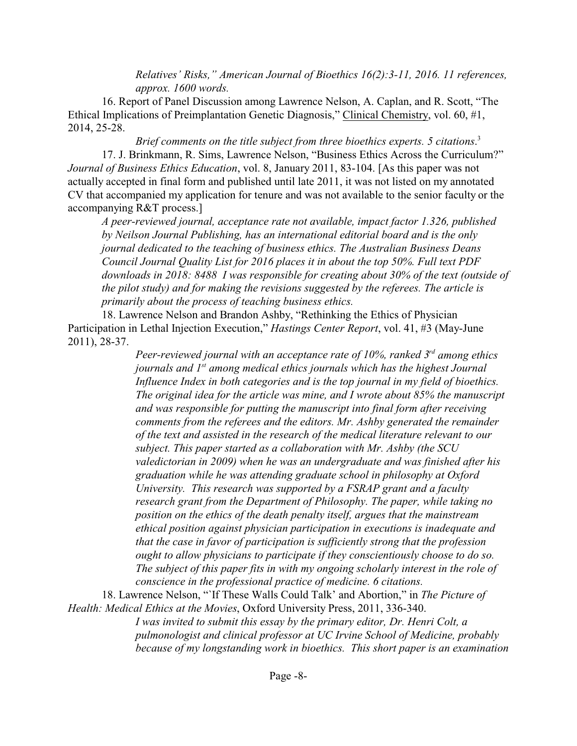*Relatives' Risks," American Journal of Bioethics 16(2):3-11, 2016. 11 references, approx. 1600 words.*

16. Report of Panel Discussion among Lawrence Nelson, A. Caplan, and R. Scott, "The Ethical Implications of Preimplantation Genetic Diagnosis," Clinical Chemistry, vol. 60, #1, 2014, 25-28.

*Brief comments on the title subject from three bioethics experts. 5 citations.*[3]

17. J. Brinkmann, R. Sims, Lawrence Nelson, "Business Ethics Across the Curriculum?" *Journal of Business Ethics Education*, vol. 8, January 2011, 83-104. [As this paper was not actually accepted in final form and published until late 2011, it was not listed on my annotated CV that accompanied my application for tenure and was not available to the senior faculty or the accompanying R&T process.]

*A peer-reviewed journal, acceptance rate not available, impact factor 1.326, published by Neilson Journal Publishing, has an international editorial board and is the only journal dedicated to the teaching of business ethics. The Australian Business Deans Council Journal Quality List for 2016 places it in about the top 50%. Full text PDF downloads in 2018: 8488 I was responsible for creating about 30% of the text (outside of the pilot study) and for making the revisions suggested by the referees. The article is primarily about the process of teaching business ethics.*

18. Lawrence Nelson and Brandon Ashby, "Rethinking the Ethics of Physician Participation in Lethal Injection Execution," *Hastings Center Report*, vol. 41, #3 (May-June 2011), 28-37.

*Peer-reviewed journal with an acceptance rate of 10%, ranked 3rd among ethics journals and 1st among medical ethics journals which has the highest Journal Influence Index in both categories and is the top journal in my field of bioethics. The original idea for the article was mine, and I wrote about 85% the manuscript and was responsible for putting the manuscript into final form after receiving comments from the referees and the editors. Mr. Ashby generated the remainder of the text and assisted in the research of the medical literature relevant to our subject. This paper started as a collaboration with Mr. Ashby (the SCU valedictorian in 2009) when he was an undergraduate and was finished after his graduation while he was attending graduate school in philosophy at Oxford University. This research was supported by a FSRAP grant and a faculty research grant from the Department of Philosophy. The paper, while taking no position on the ethics of the death penalty itself, argues that the mainstream ethical position against physician participation in executions is inadequate and that the case in favor of participation is sufficiently strong that the profession ought to allow physicians to participate if they conscientiously choose to do so. The subject of this paper fits in with my ongoing scholarly interest in the role of conscience in the professional practice of medicine. 6 citations.*

18. Lawrence Nelson, "`If These Walls Could Talk' and Abortion," in *The Picture of Health: Medical Ethics at the Movies*, Oxford University Press, 2011, 336-340.

*I was invited to submit this essay by the primary editor, Dr. Henri Colt, a pulmonologist and clinical professor at UC Irvine School of Medicine, probably because of my longstanding work in bioethics. This short paper is an examination*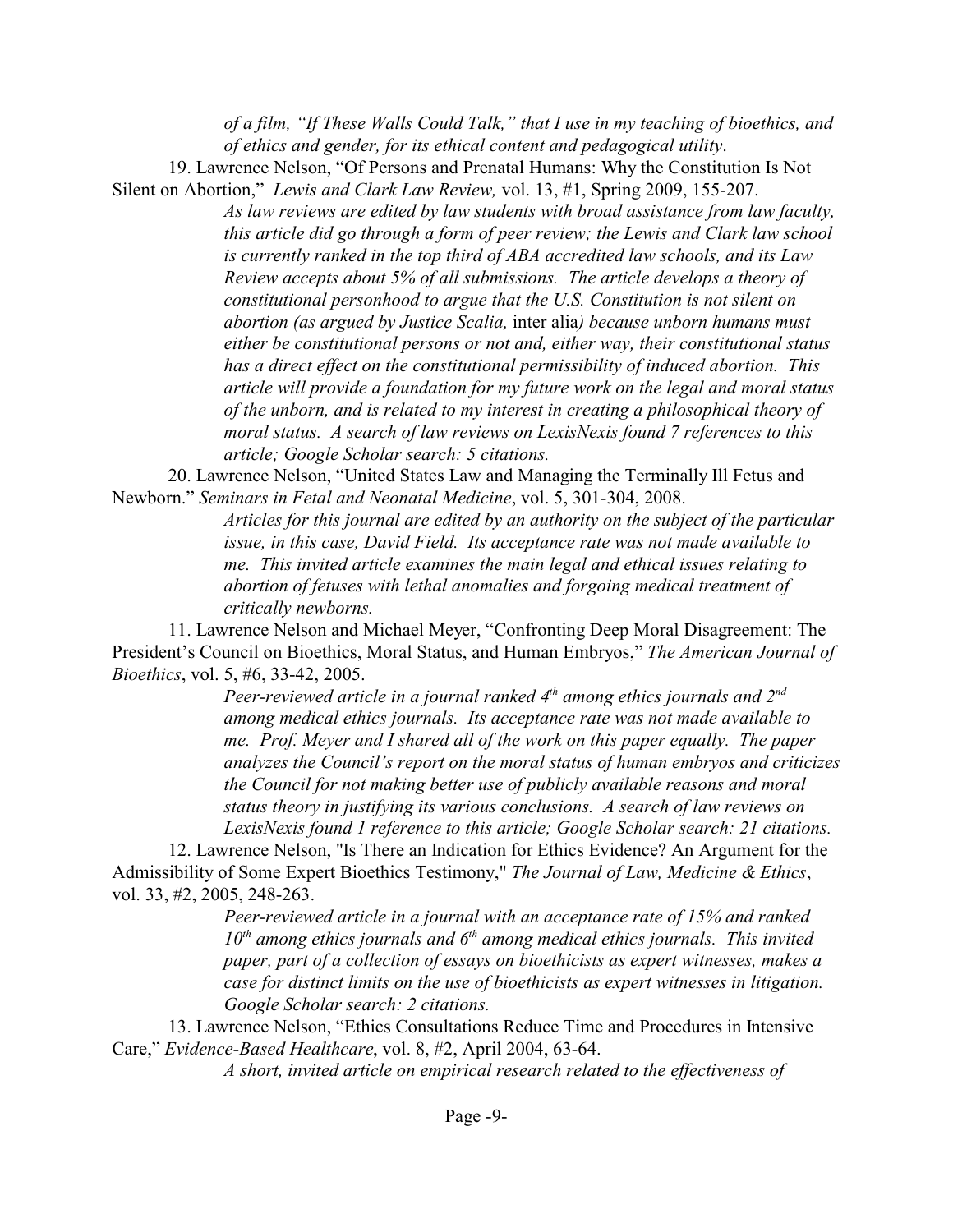*of a film, "If These Walls Could Talk," that I use in my teaching of bioethics, and of ethics and gender, for its ethical content and pedagogical utility*.

19. Lawrence Nelson, "Of Persons and Prenatal Humans: Why the Constitution Is Not Silent on Abortion," *Lewis and Clark Law Review,* vol. 13, #1, Spring 2009, 155-207.

*As law reviews are edited by law students with broad assistance from law faculty, this article did go through a form of peer review; the Lewis and Clark law school is currently ranked in the top third of ABA accredited law schools, and its Law Review accepts about 5% of all submissions. The article develops a theory of constitutional personhood to argue that the U.S. Constitution is not silent on abortion (as argued by Justice Scalia,* inter alia*) because unborn humans must either be constitutional persons or not and, either way, their constitutional status has a direct effect on the constitutional permissibility of induced abortion. This article will provide a foundation for my future work on the legal and moral status of the unborn, and is related to my interest in creating a philosophical theory of moral status. A search of law reviews on LexisNexis found 7 references to this article; Google Scholar search: 5 citations.*

20. Lawrence Nelson, "United States Law and Managing the Terminally Ill Fetus and Newborn." *Seminars in Fetal and Neonatal Medicine*, vol. 5, 301-304, 2008.

*Articles for this journal are edited by an authority on the subject of the particular issue, in this case, David Field. Its acceptance rate was not made available to me. This invited article examines the main legal and ethical issues relating to abortion of fetuses with lethal anomalies and forgoing medical treatment of critically newborns.*

11. Lawrence Nelson and Michael Meyer, "Confronting Deep Moral Disagreement: The President's Council on Bioethics, Moral Status, and Human Embryos," *The American Journal of Bioethics*, vol. 5, #6, 33-42, 2005.

*Peer-reviewed article in a journal ranked 4th among ethics journals and 2nd among medical ethics journals. Its acceptance rate was not made available to me. Prof. Meyer and I shared all of the work on this paper equally. The paper analyzes the Council's report on the moral status of human embryos and criticizes the Council for not making better use of publicly available reasons and moral status theory in justifying its various conclusions. A search of law reviews on LexisNexis found 1 reference to this article; Google Scholar search: 21 citations.*

12. Lawrence Nelson, "Is There an Indication for Ethics Evidence? An Argument for the Admissibility of Some Expert Bioethics Testimony," *The Journal of Law, Medicine & Ethics*, vol. 33, #2, 2005, 248-263.

*Peer-reviewed article in a journal with an acceptance rate of 15% and ranked 10th among ethics journals and 6th among medical ethics journals. This invited paper, part of a collection of essays on bioethicists as expert witnesses, makes a case for distinct limits on the use of bioethicists as expert witnesses in litigation. Google Scholar search: 2 citations.*

13. Lawrence Nelson, "Ethics Consultations Reduce Time and Procedures in Intensive Care," *Evidence-Based Healthcare*, vol. 8, #2, April 2004, 63-64.

*A short, invited article on empirical research related to the effectiveness of*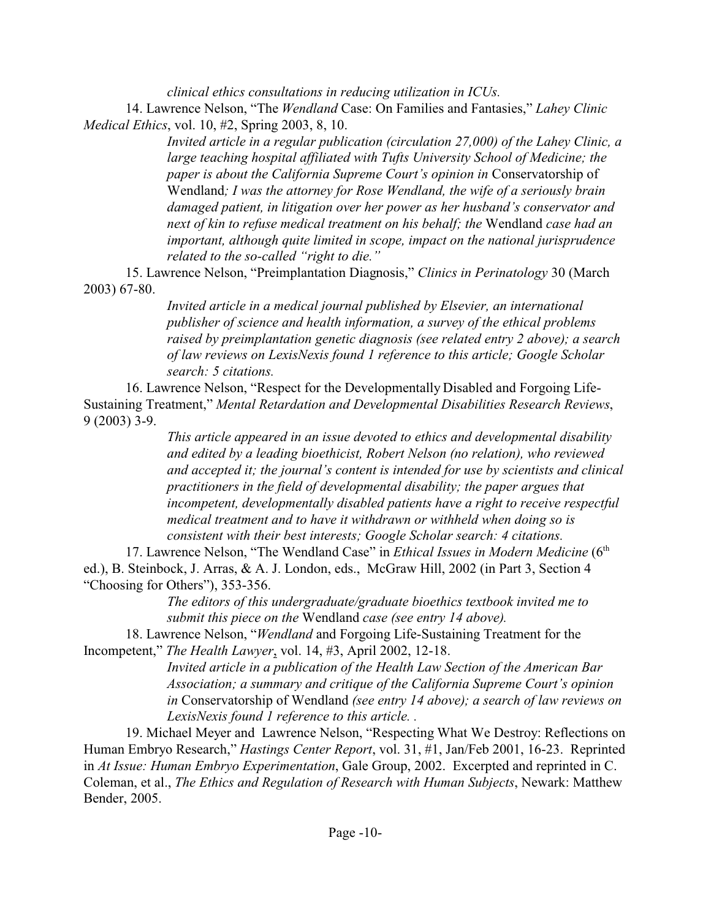*clinical ethics consultations in reducing utilization in ICUs.*

14. Lawrence Nelson, "The *Wendland* Case: On Families and Fantasies," *Lahey Clinic Medical Ethics*, vol. 10, #2, Spring 2003, 8, 10.

> *Invited article in a regular publication (circulation 27,000) of the Lahey Clinic, a large teaching hospital affiliated with Tufts University School of Medicine; the paper is about the California Supreme Court's opinion in* Conservatorship of Wendland*; I was the attorney for Rose Wendland, the wife of a seriously brain damaged patient, in litigation over her power as her husband's conservator and next of kin to refuse medical treatment on his behalf; the* Wendland *case had an important, although quite limited in scope, impact on the national jurisprudence related to the so-called "right to die."*

15. Lawrence Nelson, "Preimplantation Diagnosis," *Clinics in Perinatology* 30 (March 2003) 67-80.

> *Invited article in a medical journal published by Elsevier, an international publisher of science and health information, a survey of the ethical problems raised by preimplantation genetic diagnosis (see related entry 2 above); a search of law reviews on LexisNexis found 1 reference to this article; Google Scholar search: 5 citations.*

16. Lawrence Nelson, "Respect for the Developmentally Disabled and Forgoing Life-Sustaining Treatment," *Mental Retardation and Developmental Disabilities Research Reviews*, 9 (2003) 3-9.

> *This article appeared in an issue devoted to ethics and developmental disability and edited by a leading bioethicist, Robert Nelson (no relation), who reviewed and accepted it; the journal's content is intended for use by scientists and clinical practitioners in the field of developmental disability; the paper argues that incompetent, developmentally disabled patients have a right to receive respectful medical treatment and to have it withdrawn or withheld when doing so is consistent with their best interests; Google Scholar search: 4 citations.*

17. Lawrence Nelson, "The Wendland Case" in *Ethical Issues in Modern Medicine* (6th ed.), B. Steinbock, J. Arras, & A. J. London, eds., McGraw Hill, 2002 (in Part 3, Section 4 "Choosing for Others"), 353-356.

> *The editors of this undergraduate/graduate bioethics textbook invited me to submit this piece on the* Wendland *case (see entry 14 above).*

18. Lawrence Nelson, "*Wendland* and Forgoing Life-Sustaining Treatment for the Incompetent," *The Health Lawyer*, vol. 14, #3, April 2002, 12-18.

> *Invited article in a publication of the Health Law Section of the American Bar Association; a summary and critique of the California Supreme Court's opinion in* Conservatorship of Wendland *(see entry 14 above); a search of law reviews on LexisNexis found 1 reference to this article. .*

19. Michael Meyer and Lawrence Nelson, "Respecting What We Destroy: Reflections on Human Embryo Research," *Hastings Center Report*, vol. 31, #1, Jan/Feb 2001, 16-23. Reprinted in *At Issue: Human Embryo Experimentation*, Gale Group, 2002. Excerpted and reprinted in C. Coleman, et al., *The Ethics and Regulation of Research with Human Subjects*, Newark: Matthew Bender, 2005.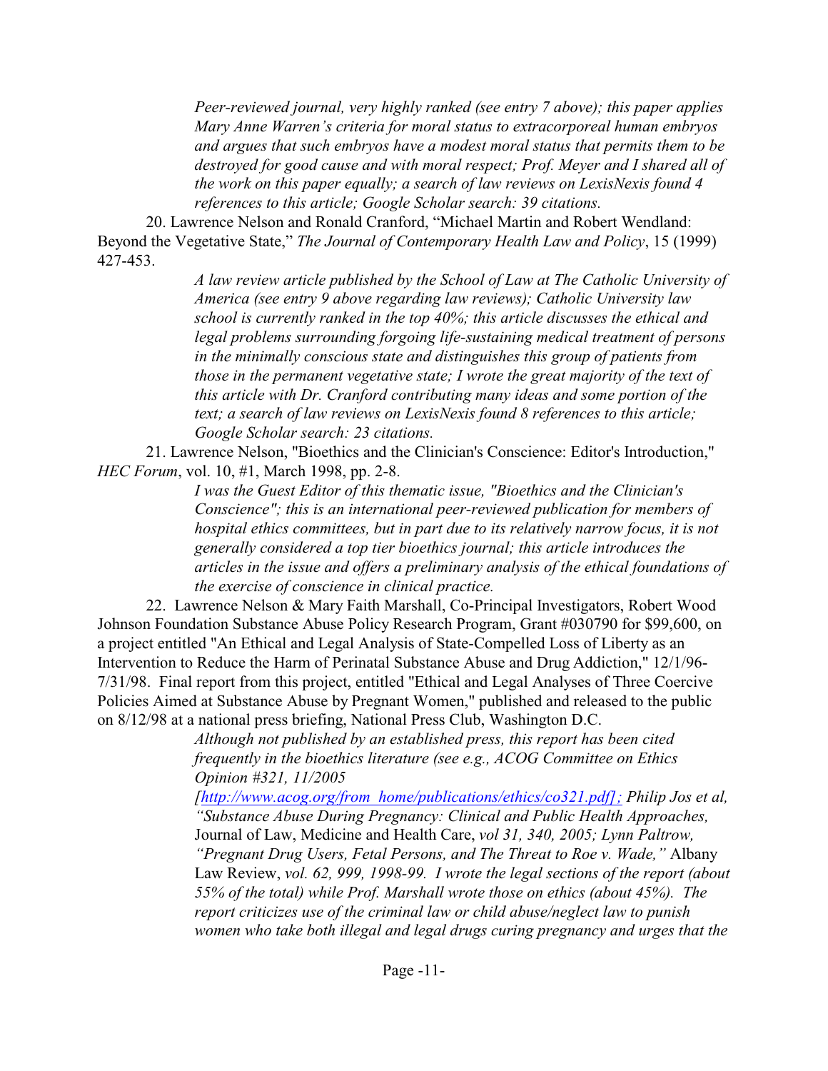*Peer-reviewed journal, very highly ranked (see entry 7 above); this paper applies Mary Anne Warren's criteria for moral status to extracorporeal human embryos and argues that such embryos have a modest moral status that permits them to be destroyed for good cause and with moral respect; Prof. Meyer and I shared all of the work on this paper equally; a search of law reviews on LexisNexis found 4 references to this article; Google Scholar search: 39 citations.*

20. Lawrence Nelson and Ronald Cranford, "Michael Martin and Robert Wendland: Beyond the Vegetative State," *The Journal of Contemporary Health Law and Policy*, 15 (1999) 427-453.

*A law review article published by the School of Law at The Catholic University of America (see entry 9 above regarding law reviews); Catholic University law school is currently ranked in the top 40%; this article discusses the ethical and legal problems surrounding forgoing life-sustaining medical treatment of persons in the minimally conscious state and distinguishes this group of patients from those in the permanent vegetative state; I wrote the great majority of the text of this article with Dr. Cranford contributing many ideas and some portion of the text; a search of law reviews on LexisNexis found 8 references to this article; Google Scholar search: 23 citations.*

21. Lawrence Nelson, "Bioethics and the Clinician's Conscience: Editor's Introduction," *HEC Forum*, vol. 10, #1, March 1998, pp. 2-8.

*I was the Guest Editor of this thematic issue, "Bioethics and the Clinician's Conscience"; this is an international peer-reviewed publication for members of hospital ethics committees, but in part due to its relatively narrow focus, it is not generally considered a top tier bioethics journal; this article introduces the articles in the issue and offers a preliminary analysis of the ethical foundations of the exercise of conscience in clinical practice.*

22. Lawrence Nelson & Mary Faith Marshall, Co-Principal Investigators, Robert Wood Johnson Foundation Substance Abuse Policy Research Program, Grant #030790 for $99,600, on a project entitled "An Ethical and Legal Analysis of State-Compelled Loss of Liberty as an Intervention to Reduce the Harm of Perinatal Substance Abuse and Drug Addiction," 12/1/96-7/31/98. Final report from this project, entitled "Ethical and Legal Analyses of Three Coercive Policies Aimed at Substance Abuse by Pregnant Women," published and released to the public on 8/12/98 at a national press briefing, National Press Club, Washington D.C.

*Although not published by an established press, this report has been cited frequently in the bioethics literature (see e.g., ACOG Committee on Ethics Opinion #321, 11/2005 [http://www.acog.org/from_home/publications/ethics/co321.pdf]; Philip Jos et al, "Substance Abuse During Pregnancy: Clinical and Public Health Approaches,* Journal of Law, Medicine and Health Care, *vol 31, 340, 2005; Lynn Paltrow, "Pregnant Drug Users, Fetal Persons, and The Threat to Roe v. Wade,"* Albany Law Review, *vol. 62, 999, 1998-99. I wrote the legal sections of the report (about 55% of the total) while Prof. Marshall wrote those on ethics (about 45%). The report criticizes use of the criminal law or child abuse/neglect law to punish women who take both illegal and legal drugs curing pregnancy and urges that the*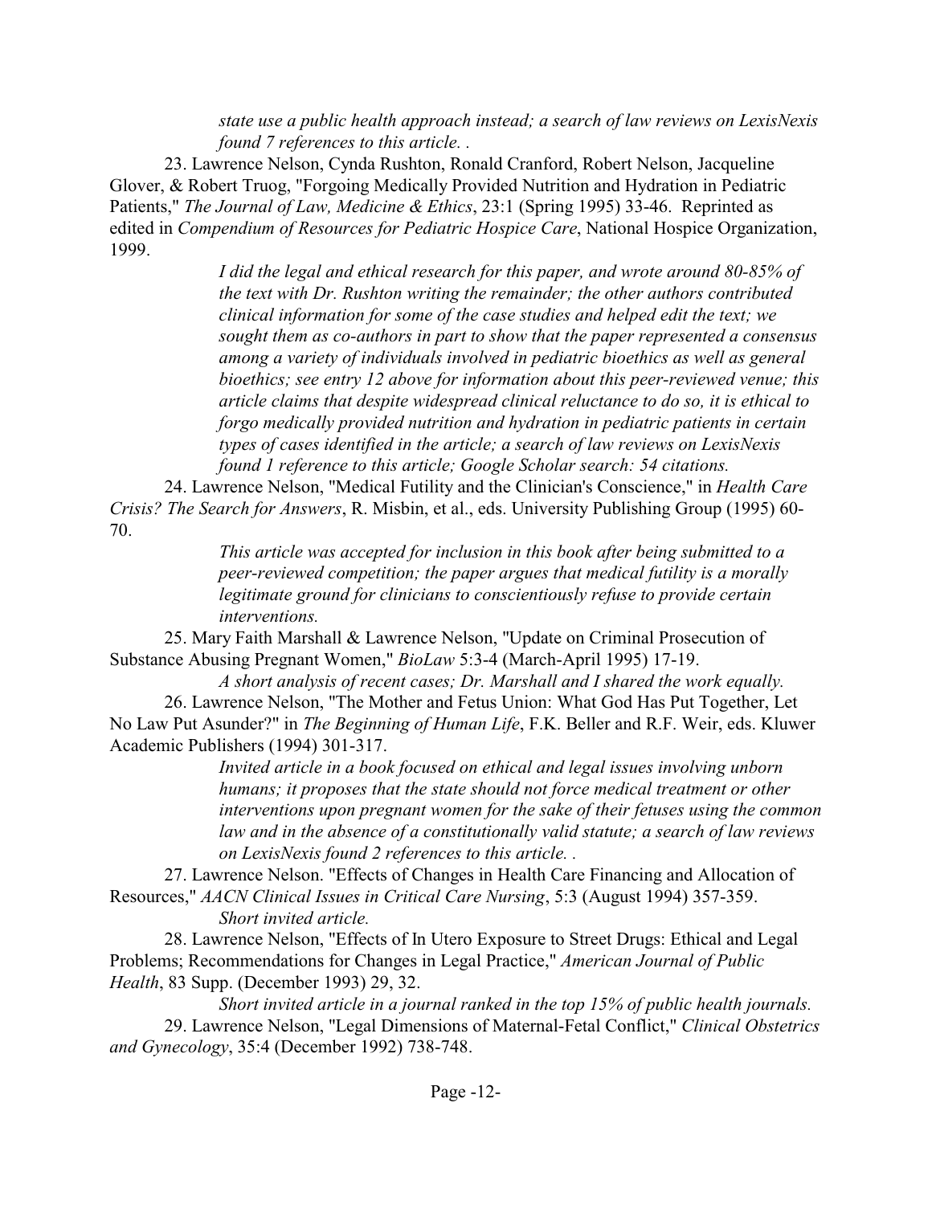*state use a public health approach instead; a search of law reviews on LexisNexis found 7 references to this article. .*

23. Lawrence Nelson, Cynda Rushton, Ronald Cranford, Robert Nelson, Jacqueline Glover, & Robert Truog, "Forgoing Medically Provided Nutrition and Hydration in Pediatric Patients," *The Journal of Law, Medicine & Ethics*, 23:1 (Spring 1995) 33-46. Reprinted as edited in *Compendium of Resources for Pediatric Hospice Care*, National Hospice Organization, 1999.

> *I did the legal and ethical research for this paper, and wrote around 80-85% of the text with Dr. Rushton writing the remainder; the other authors contributed clinical information for some of the case studies and helped edit the text; we sought them as co-authors in part to show that the paper represented a consensus among a variety of individuals involved in pediatric bioethics as well as general bioethics; see entry 12 above for information about this peer-reviewed venue; this article claims that despite widespread clinical reluctance to do so, it is ethical to forgo medically provided nutrition and hydration in pediatric patients in certain types of cases identified in the article; a search of law reviews on LexisNexis found 1 reference to this article; Google Scholar search: 54 citations.*

24. Lawrence Nelson, "Medical Futility and the Clinician's Conscience," in *Health Care Crisis? The Search for Answers*, R. Misbin, et al., eds. University Publishing Group (1995) 60-70.

> *This article was accepted for inclusion in this book after being submitted to a peer-reviewed competition; the paper argues that medical futility is a morally legitimate ground for clinicians to conscientiously refuse to provide certain interventions.*

25. Mary Faith Marshall & Lawrence Nelson, "Update on Criminal Prosecution of Substance Abusing Pregnant Women," *BioLaw* 5:3-4 (March-April 1995) 17-19.

> *A short analysis of recent cases; Dr. Marshall and I shared the work equally.*

26. Lawrence Nelson, "The Mother and Fetus Union: What God Has Put Together, Let No Law Put Asunder?" in *The Beginning of Human Life*, F.K. Beller and R.F. Weir, eds. Kluwer Academic Publishers (1994) 301-317.

> *Invited article in a book focused on ethical and legal issues involving unborn humans; it proposes that the state should not force medical treatment or other interventions upon pregnant women for the sake of their fetuses using the common law and in the absence of a constitutionally valid statute; a search of law reviews on LexisNexis found 2 references to this article. .*

27. Lawrence Nelson. "Effects of Changes in Health Care Financing and Allocation of Resources," *AACN Clinical Issues in Critical Care Nursing*, 5:3 (August 1994) 357-359.

> *Short invited article.*

28. Lawrence Nelson, "Effects of In Utero Exposure to Street Drugs: Ethical and Legal Problems; Recommendations for Changes in Legal Practice," *American Journal of Public Health*, 83 Supp. (December 1993) 29, 32.

> *Short invited article in a journal ranked in the top 15% of public health journals.*

29. Lawrence Nelson, "Legal Dimensions of Maternal-Fetal Conflict," *Clinical Obstetrics and Gynecology*, 35:4 (December 1992) 738-748.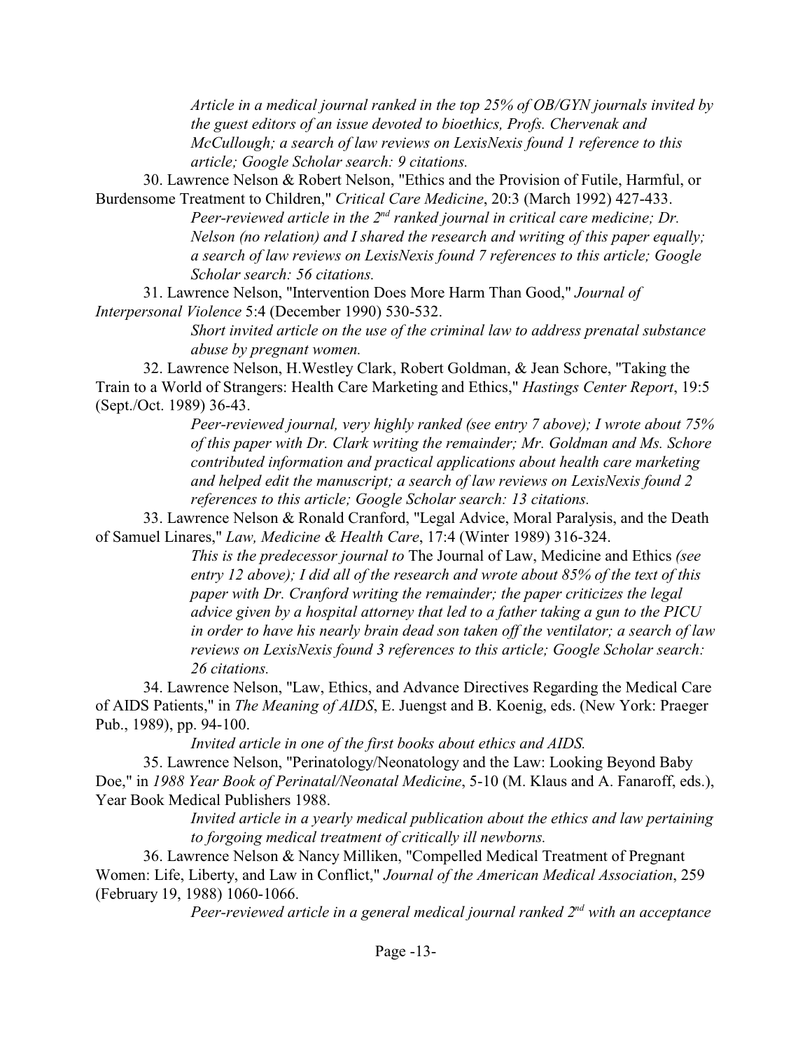*Article in a medical journal ranked in the top 25% of OB/GYN journals invited by the guest editors of an issue devoted to bioethics, Profs. Chervenak and McCullough; a search of law reviews on LexisNexis found 1 reference to this article; Google Scholar search: 9 citations.*

30. Lawrence Nelson & Robert Nelson, "Ethics and the Provision of Futile, Harmful, or Burdensome Treatment to Children," *Critical Care Medicine*, 20:3 (March 1992) 427-433.

*Peer-reviewed article in the 2nd ranked journal in critical care medicine; Dr. Nelson (no relation) and I shared the research and writing of this paper equally; a search of law reviews on LexisNexis found 7 references to this article; Google Scholar search: 56 citations.*

31. Lawrence Nelson, "Intervention Does More Harm Than Good," *Journal of Interpersonal Violence* 5:4 (December 1990) 530-532.

*Short invited article on the use of the criminal law to address prenatal substance abuse by pregnant women.*

32. Lawrence Nelson, H.Westley Clark, Robert Goldman, & Jean Schore, "Taking the Train to a World of Strangers: Health Care Marketing and Ethics," *Hastings Center Report*, 19:5 (Sept./Oct. 1989) 36-43.

*Peer-reviewed journal, very highly ranked (see entry 7 above); I wrote about 75% of this paper with Dr. Clark writing the remainder; Mr. Goldman and Ms. Schore contributed information and practical applications about health care marketing and helped edit the manuscript; a search of law reviews on LexisNexis found 2 references to this article; Google Scholar search: 13 citations.*

33. Lawrence Nelson & Ronald Cranford, "Legal Advice, Moral Paralysis, and the Death of Samuel Linares," *Law, Medicine & Health Care*, 17:4 (Winter 1989) 316-324.

*This is the predecessor journal to* The Journal of Law, Medicine and Ethics *(see entry 12 above); I did all of the research and wrote about 85% of the text of this paper with Dr. Cranford writing the remainder; the paper criticizes the legal advice given by a hospital attorney that led to a father taking a gun to the PICU in order to have his nearly brain dead son taken off the ventilator; a search of law reviews on LexisNexis found 3 references to this article; Google Scholar search: 26 citations.*

34. Lawrence Nelson, "Law, Ethics, and Advance Directives Regarding the Medical Care of AIDS Patients," in *The Meaning of AIDS*, E. Juengst and B. Koenig, eds. (New York: Praeger Pub., 1989), pp. 94-100.

*Invited article in one of the first books about ethics and AIDS.*

35. Lawrence Nelson, "Perinatology/Neonatology and the Law: Looking Beyond Baby Doe," in *1988 Year Book of Perinatal/Neonatal Medicine*, 5-10 (M. Klaus and A. Fanaroff, eds.), Year Book Medical Publishers 1988.

*Invited article in a yearly medical publication about the ethics and law pertaining to forgoing medical treatment of critically ill newborns.*

36. Lawrence Nelson & Nancy Milliken, "Compelled Medical Treatment of Pregnant Women: Life, Liberty, and Law in Conflict," *Journal of the American Medical Association*, 259 (February 19, 1988) 1060-1066.

*Peer-reviewed article in a general medical journal ranked 2nd with an acceptance*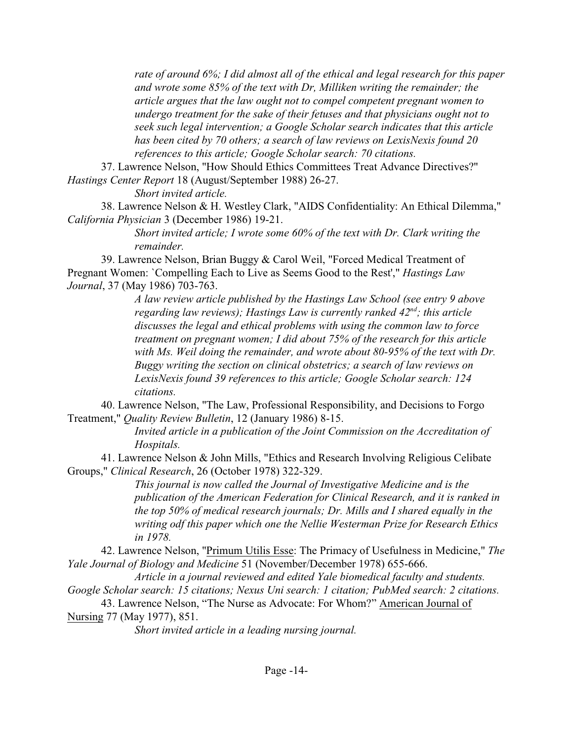*rate of around 6%; I did almost all of the ethical and legal research for this paper and wrote some 85% of the text with Dr, Milliken writing the remainder; the article argues that the law ought not to compel competent pregnant women to undergo treatment for the sake of their fetuses and that physicians ought not to seek such legal intervention; a Google Scholar search indicates that this article has been cited by 70 others; a search of law reviews on LexisNexis found 20 references to this article; Google Scholar search: 70 citations.*

37. Lawrence Nelson, "How Should Ethics Committees Treat Advance Directives?" *Hastings Center Report* 18 (August/September 1988) 26-27.

*Short invited article.*

38. Lawrence Nelson & H. Westley Clark, "AIDS Confidentiality: An Ethical Dilemma," *California Physician* 3 (December 1986) 19-21.

*Short invited article; I wrote some 60% of the text with Dr. Clark writing the remainder.*

39. Lawrence Nelson, Brian Buggy & Carol Weil, "Forced Medical Treatment of Pregnant Women: `Compelling Each to Live as Seems Good to the Rest'," *Hastings Law Journal*, 37 (May 1986) 703-763.

*A law review article published by the Hastings Law School (see entry 9 above regarding law reviews); Hastings Law is currently ranked 42nd; this article discusses the legal and ethical problems with using the common law to force treatment on pregnant women; I did about 75% of the research for this article with Ms. Weil doing the remainder, and wrote about 80-95% of the text with Dr. Buggy writing the section on clinical obstetrics; a search of law reviews on LexisNexis found 39 references to this article; Google Scholar search: 124 citations.*

40. Lawrence Nelson, "The Law, Professional Responsibility, and Decisions to Forgo Treatment," *Quality Review Bulletin*, 12 (January 1986) 8-15.

*Invited article in a publication of the Joint Commission on the Accreditation of Hospitals.*

41. Lawrence Nelson & John Mills, "Ethics and Research Involving Religious Celibate Groups," *Clinical Research*, 26 (October 1978) 322-329.

*This journal is now called the Journal of Investigative Medicine and is the publication of the American Federation for Clinical Research, and it is ranked in the top 50% of medical research journals; Dr. Mills and I shared equally in the writing odf this paper which one the Nellie Westerman Prize for Research Ethics in 1978.*

42. Lawrence Nelson, "Primum Utilis Esse: The Primacy of Usefulness in Medicine," *The Yale Journal of Biology and Medicine* 51 (November/December 1978) 655-666.

*Article in a journal reviewed and edited Yale biomedical faculty and students. Google Scholar search: 15 citations; Nexus Uni search: 1 citation; PubMed search: 2 citations.*

43. Lawrence Nelson, "The Nurse as Advocate: For Whom?" American Journal of Nursing 77 (May 1977), 851.

*Short invited article in a leading nursing journal.*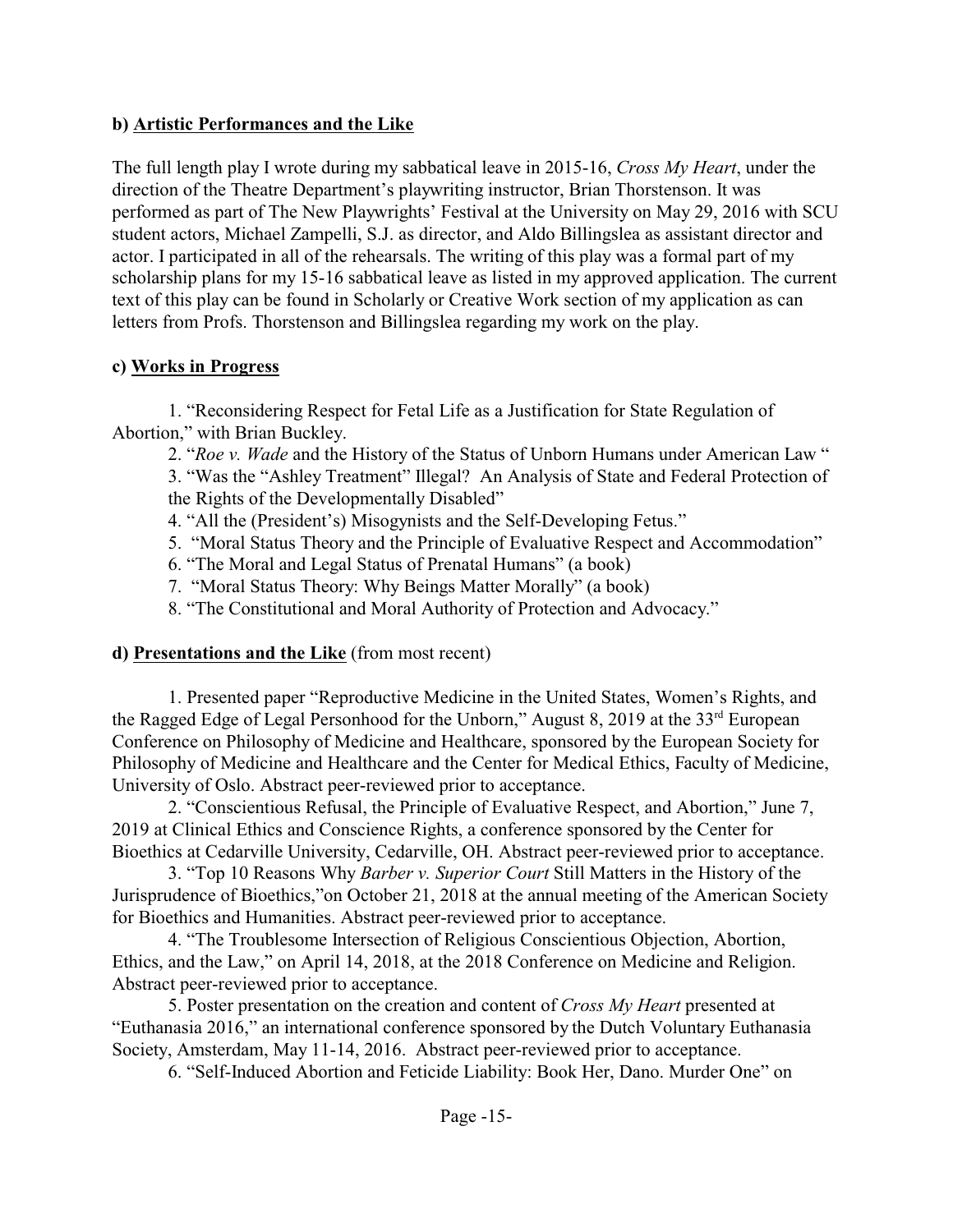**b) Artistic Performances and the Like**

The full length play I wrote during my sabbatical leave in 2015-16, *Cross My Heart*, under the direction of the Theatre Department's playwriting instructor, Brian Thorstenson. It was performed as part of The New Playwrights' Festival at the University on May 29, 2016 with SCU student actors, Michael Zampelli, S.J. as director, and Aldo Billingslea as assistant director and actor. I participated in all of the rehearsals. The writing of this play was a formal part of my scholarship plans for my 15-16 sabbatical leave as listed in my approved application. The current text of this play can be found in Scholarly or Creative Work section of my application as can letters from Profs. Thorstenson and Billingslea regarding my work on the play.

**c) Works in Progress**

1. "Reconsidering Respect for Fetal Life as a Justification for State Regulation of Abortion," with Brian Buckley.
2. "*Roe v. Wade* and the History of the Status of Unborn Humans under American Law "
3. "Was the "Ashley Treatment" Illegal? An Analysis of State and Federal Protection of the Rights of the Developmentally Disabled"
4. "All the (President's) Misogynists and the Self-Developing Fetus."
5. "Moral Status Theory and the Principle of Evaluative Respect and Accommodation"
6. "The Moral and Legal Status of Prenatal Humans" (a book)
7. "Moral Status Theory: Why Beings Matter Morally" (a book)
8. "The Constitutional and Moral Authority of Protection and Advocacy."

**d) Presentations and the Like** (from most recent)

1. Presented paper "Reproductive Medicine in the United States, Women's Rights, and the Ragged Edge of Legal Personhood for the Unborn," August 8, 2019 at the 33rd European Conference on Philosophy of Medicine and Healthcare, sponsored by the European Society for Philosophy of Medicine and Healthcare and the Center for Medical Ethics, Faculty of Medicine, University of Oslo. Abstract peer-reviewed prior to acceptance.
2. "Conscientious Refusal, the Principle of Evaluative Respect, and Abortion," June 7, 2019 at Clinical Ethics and Conscience Rights, a conference sponsored by the Center for Bioethics at Cedarville University, Cedarville, OH. Abstract peer-reviewed prior to acceptance.
3. "Top 10 Reasons Why *Barber v. Superior Court* Still Matters in the History of the Jurisprudence of Bioethics,"on October 21, 2018 at the annual meeting of the American Society for Bioethics and Humanities. Abstract peer-reviewed prior to acceptance.
4. "The Troublesome Intersection of Religious Conscientious Objection, Abortion, Ethics, and the Law," on April 14, 2018, at the 2018 Conference on Medicine and Religion. Abstract peer-reviewed prior to acceptance.
5. Poster presentation on the creation and content of *Cross My Heart* presented at "Euthanasia 2016," an international conference sponsored by the Dutch Voluntary Euthanasia Society, Amsterdam, May 11-14, 2016. Abstract peer-reviewed prior to acceptance.
6. "Self-Induced Abortion and Feticide Liability: Book Her, Dano. Murder One" on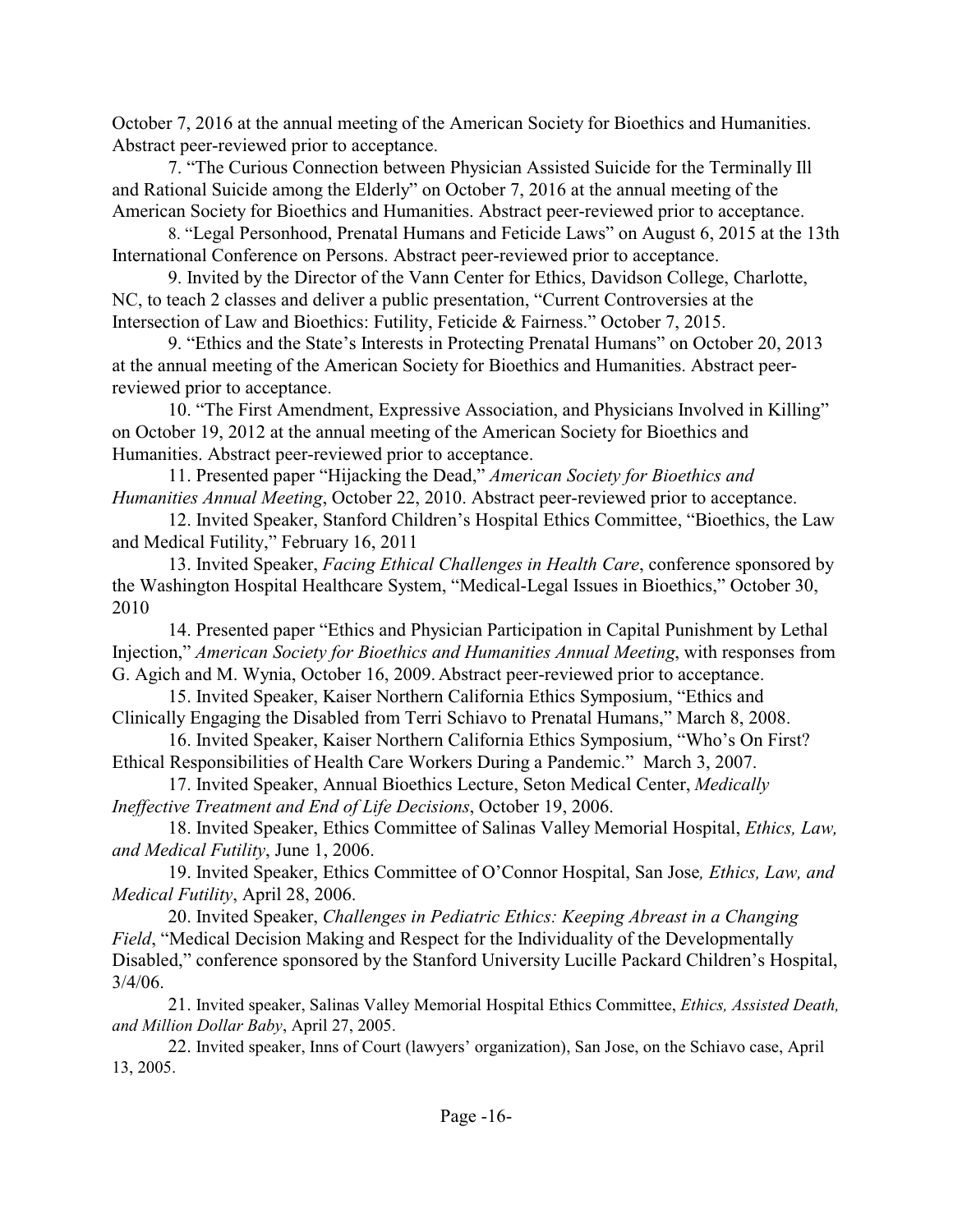October 7, 2016 at the annual meeting of the American Society for Bioethics and Humanities. Abstract peer-reviewed prior to acceptance.

7. "The Curious Connection between Physician Assisted Suicide for the Terminally Ill and Rational Suicide among the Elderly" on October 7, 2016 at the annual meeting of the American Society for Bioethics and Humanities. Abstract peer-reviewed prior to acceptance.

8. "Legal Personhood, Prenatal Humans and Feticide Laws" on August 6, 2015 at the 13th International Conference on Persons. Abstract peer-reviewed prior to acceptance.

9. Invited by the Director of the Vann Center for Ethics, Davidson College, Charlotte, NC, to teach 2 classes and deliver a public presentation, "Current Controversies at the Intersection of Law and Bioethics: Futility, Feticide & Fairness." October 7, 2015.

9. "Ethics and the State's Interests in Protecting Prenatal Humans" on October 20, 2013 at the annual meeting of the American Society for Bioethics and Humanities. Abstract peer-reviewed prior to acceptance.

10. "The First Amendment, Expressive Association, and Physicians Involved in Killing" on October 19, 2012 at the annual meeting of the American Society for Bioethics and Humanities. Abstract peer-reviewed prior to acceptance.

11. Presented paper "Hijacking the Dead," *American Society for Bioethics and Humanities Annual Meeting*, October 22, 2010. Abstract peer-reviewed prior to acceptance.

12. Invited Speaker, Stanford Children's Hospital Ethics Committee, "Bioethics, the Law and Medical Futility," February 16, 2011

13. Invited Speaker, *Facing Ethical Challenges in Health Care*, conference sponsored by the Washington Hospital Healthcare System, "Medical-Legal Issues in Bioethics," October 30, 2010

14. Presented paper "Ethics and Physician Participation in Capital Punishment by Lethal Injection," *American Society for Bioethics and Humanities Annual Meeting*, with responses from G. Agich and M. Wynia, October 16, 2009. Abstract peer-reviewed prior to acceptance.

15. Invited Speaker, Kaiser Northern California Ethics Symposium, "Ethics and Clinically Engaging the Disabled from Terri Schiavo to Prenatal Humans," March 8, 2008.

16. Invited Speaker, Kaiser Northern California Ethics Symposium, "Who's On First? Ethical Responsibilities of Health Care Workers During a Pandemic." March 3, 2007.

17. Invited Speaker, Annual Bioethics Lecture, Seton Medical Center, *Medically Ineffective Treatment and End of Life Decisions*, October 19, 2006.

18. Invited Speaker, Ethics Committee of Salinas Valley Memorial Hospital, *Ethics, Law, and Medical Futility*, June 1, 2006.

19. Invited Speaker, Ethics Committee of O'Connor Hospital, San Jose*, Ethics, Law, and Medical Futility*, April 28, 2006.

20. Invited Speaker, *Challenges in Pediatric Ethics: Keeping Abreast in a Changing Field*, "Medical Decision Making and Respect for the Individuality of the Developmentally Disabled," conference sponsored by the Stanford University Lucille Packard Children's Hospital, 3/4/06.

21. Invited speaker, Salinas Valley Memorial Hospital Ethics Committee, *Ethics, Assisted Death, and Million Dollar Baby*, April 27, 2005.

22. Invited speaker, Inns of Court (lawyers' organization), San Jose, on the Schiavo case, April 13, 2005.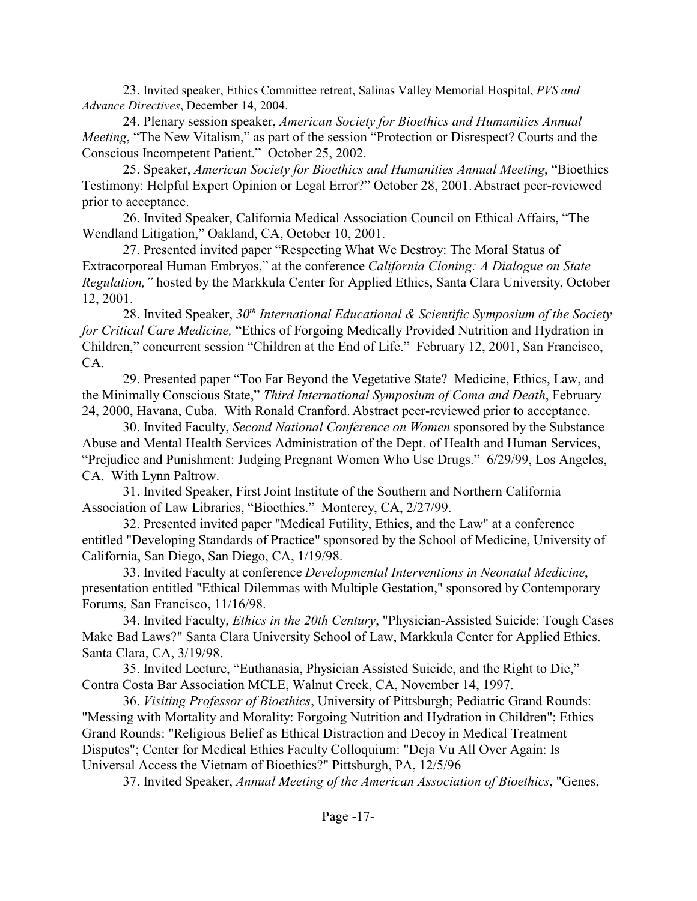23. Invited speaker, Ethics Committee retreat, Salinas Valley Memorial Hospital, *PVS and Advance Directives*, December 14, 2004.

24. Plenary session speaker, *American Society for Bioethics and Humanities Annual Meeting*, "The New Vitalism," as part of the session "Protection or Disrespect? Courts and the Conscious Incompetent Patient." October 25, 2002.

25. Speaker, *American Society for Bioethics and Humanities Annual Meeting*, "Bioethics Testimony: Helpful Expert Opinion or Legal Error?" October 28, 2001. Abstract peer-reviewed prior to acceptance.

26. Invited Speaker, California Medical Association Council on Ethical Affairs, "The Wendland Litigation," Oakland, CA, October 10, 2001.

27. Presented invited paper "Respecting What We Destroy: The Moral Status of Extracorporeal Human Embryos," at the conference *California Cloning: A Dialogue on State Regulation,"* hosted by the Markkula Center for Applied Ethics, Santa Clara University, October 12, 2001.

28. Invited Speaker, *30th International Educational & Scientific Symposium of the Society for Critical Care Medicine,* "Ethics of Forgoing Medically Provided Nutrition and Hydration in Children," concurrent session "Children at the End of Life." February 12, 2001, San Francisco, CA.

29. Presented paper "Too Far Beyond the Vegetative State? Medicine, Ethics, Law, and the Minimally Conscious State," *Third International Symposium of Coma and Death*, February 24, 2000, Havana, Cuba. With Ronald Cranford. Abstract peer-reviewed prior to acceptance.

30. Invited Faculty, *Second National Conference on Women* sponsored by the Substance Abuse and Mental Health Services Administration of the Dept. of Health and Human Services, "Prejudice and Punishment: Judging Pregnant Women Who Use Drugs." 6/29/99, Los Angeles, CA. With Lynn Paltrow.

31. Invited Speaker, First Joint Institute of the Southern and Northern California Association of Law Libraries, "Bioethics." Monterey, CA, 2/27/99.

32. Presented invited paper "Medical Futility, Ethics, and the Law" at a conference entitled "Developing Standards of Practice" sponsored by the School of Medicine, University of California, San Diego, San Diego, CA, 1/19/98.

33. Invited Faculty at conference *Developmental Interventions in Neonatal Medicine*, presentation entitled "Ethical Dilemmas with Multiple Gestation," sponsored by Contemporary Forums, San Francisco, 11/16/98.

34. Invited Faculty, *Ethics in the 20th Century*, "Physician-Assisted Suicide: Tough Cases Make Bad Laws?" Santa Clara University School of Law, Markkula Center for Applied Ethics. Santa Clara, CA, 3/19/98.

35. Invited Lecture, "Euthanasia, Physician Assisted Suicide, and the Right to Die," Contra Costa Bar Association MCLE, Walnut Creek, CA, November 14, 1997.

36. *Visiting Professor of Bioethics*, University of Pittsburgh; Pediatric Grand Rounds: "Messing with Mortality and Morality: Forgoing Nutrition and Hydration in Children"; Ethics Grand Rounds: "Religious Belief as Ethical Distraction and Decoy in Medical Treatment Disputes"; Center for Medical Ethics Faculty Colloquium: "Deja Vu All Over Again: Is Universal Access the Vietnam of Bioethics?" Pittsburgh, PA, 12/5/96

37. Invited Speaker, *Annual Meeting of the American Association of Bioethics*, "Genes,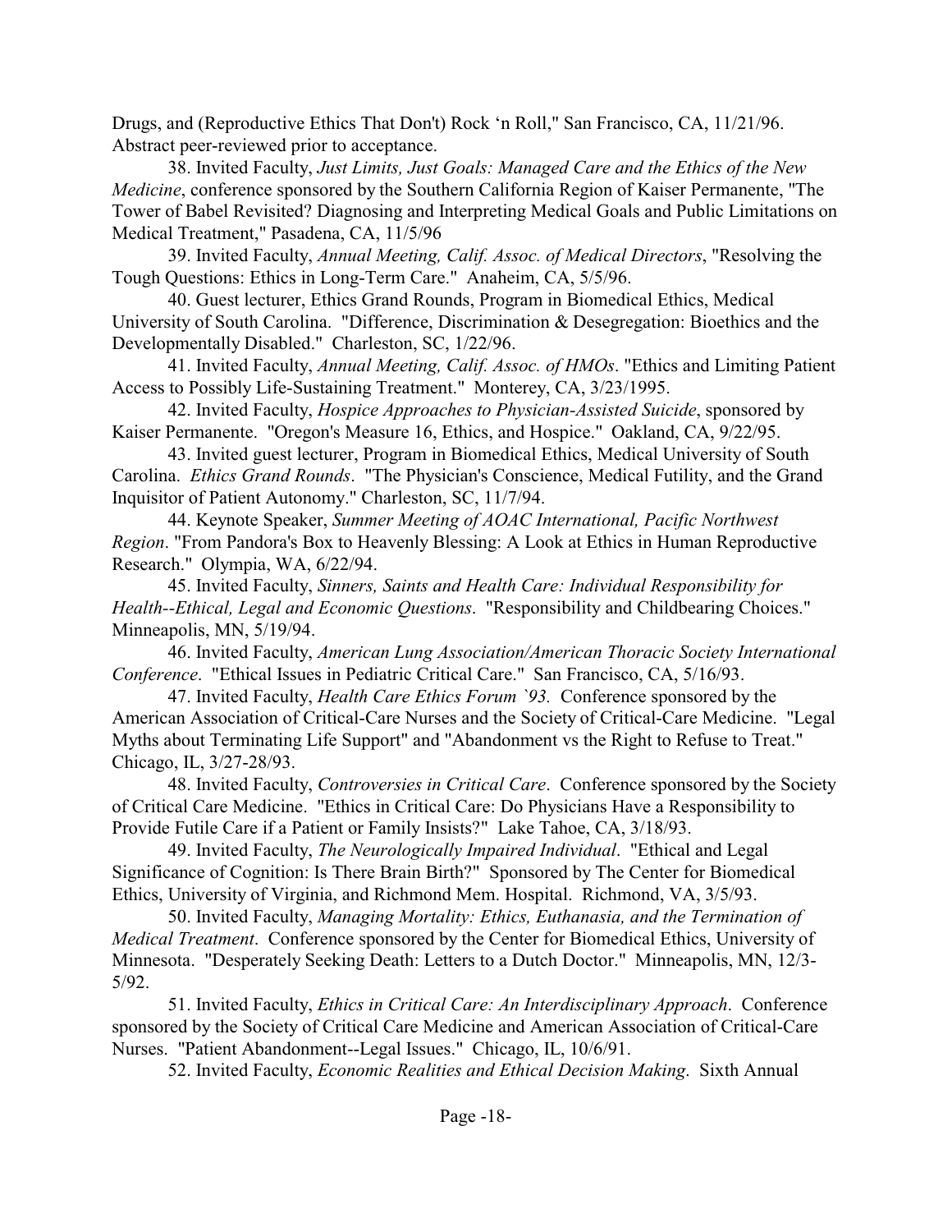Drugs, and (Reproductive Ethics That Don't) Rock 'n Roll," San Francisco, CA, 11/21/96. Abstract peer-reviewed prior to acceptance.

38. Invited Faculty, *Just Limits, Just Goals: Managed Care and the Ethics of the New Medicine*, conference sponsored by the Southern California Region of Kaiser Permanente, "The Tower of Babel Revisited? Diagnosing and Interpreting Medical Goals and Public Limitations on Medical Treatment," Pasadena, CA, 11/5/96

39. Invited Faculty, *Annual Meeting, Calif. Assoc. of Medical Directors*, "Resolving the Tough Questions: Ethics in Long-Term Care." Anaheim, CA, 5/5/96.

40. Guest lecturer, Ethics Grand Rounds, Program in Biomedical Ethics, Medical University of South Carolina. "Difference, Discrimination & Desegregation: Bioethics and the Developmentally Disabled." Charleston, SC, 1/22/96.

41. Invited Faculty, *Annual Meeting, Calif. Assoc. of HMOs*. "Ethics and Limiting Patient Access to Possibly Life-Sustaining Treatment." Monterey, CA, 3/23/1995.

42. Invited Faculty, *Hospice Approaches to Physician-Assisted Suicide*, sponsored by Kaiser Permanente. "Oregon's Measure 16, Ethics, and Hospice." Oakland, CA, 9/22/95.

43. Invited guest lecturer, Program in Biomedical Ethics, Medical University of South Carolina. *Ethics Grand Rounds*. "The Physician's Conscience, Medical Futility, and the Grand Inquisitor of Patient Autonomy." Charleston, SC, 11/7/94.

44. Keynote Speaker, *Summer Meeting of AOAC International, Pacific Northwest Region*. "From Pandora's Box to Heavenly Blessing: A Look at Ethics in Human Reproductive Research." Olympia, WA, 6/22/94.

45. Invited Faculty, *Sinners, Saints and Health Care: Individual Responsibility for Health--Ethical, Legal and Economic Questions*. "Responsibility and Childbearing Choices." Minneapolis, MN, 5/19/94.

46. Invited Faculty, *American Lung Association/American Thoracic Society International Conference*. "Ethical Issues in Pediatric Critical Care." San Francisco, CA, 5/16/93.

47. Invited Faculty, *Health Care Ethics Forum `93.* Conference sponsored by the American Association of Critical-Care Nurses and the Society of Critical-Care Medicine. "Legal Myths about Terminating Life Support" and "Abandonment vs the Right to Refuse to Treat." Chicago, IL, 3/27-28/93.

48. Invited Faculty, *Controversies in Critical Care*. Conference sponsored by the Society of Critical Care Medicine. "Ethics in Critical Care: Do Physicians Have a Responsibility to Provide Futile Care if a Patient or Family Insists?" Lake Tahoe, CA, 3/18/93.

49. Invited Faculty, *The Neurologically Impaired Individual*. "Ethical and Legal Significance of Cognition: Is There Brain Birth?" Sponsored by The Center for Biomedical Ethics, University of Virginia, and Richmond Mem. Hospital. Richmond, VA, 3/5/93.

50. Invited Faculty, *Managing Mortality: Ethics, Euthanasia, and the Termination of Medical Treatment*. Conference sponsored by the Center for Biomedical Ethics, University of Minnesota. "Desperately Seeking Death: Letters to a Dutch Doctor." Minneapolis, MN, 12/3-5/92.

51. Invited Faculty, *Ethics in Critical Care: An Interdisciplinary Approach*. Conference sponsored by the Society of Critical Care Medicine and American Association of Critical-Care Nurses. "Patient Abandonment--Legal Issues." Chicago, IL, 10/6/91.

52. Invited Faculty, *Economic Realities and Ethical Decision Making*. Sixth Annual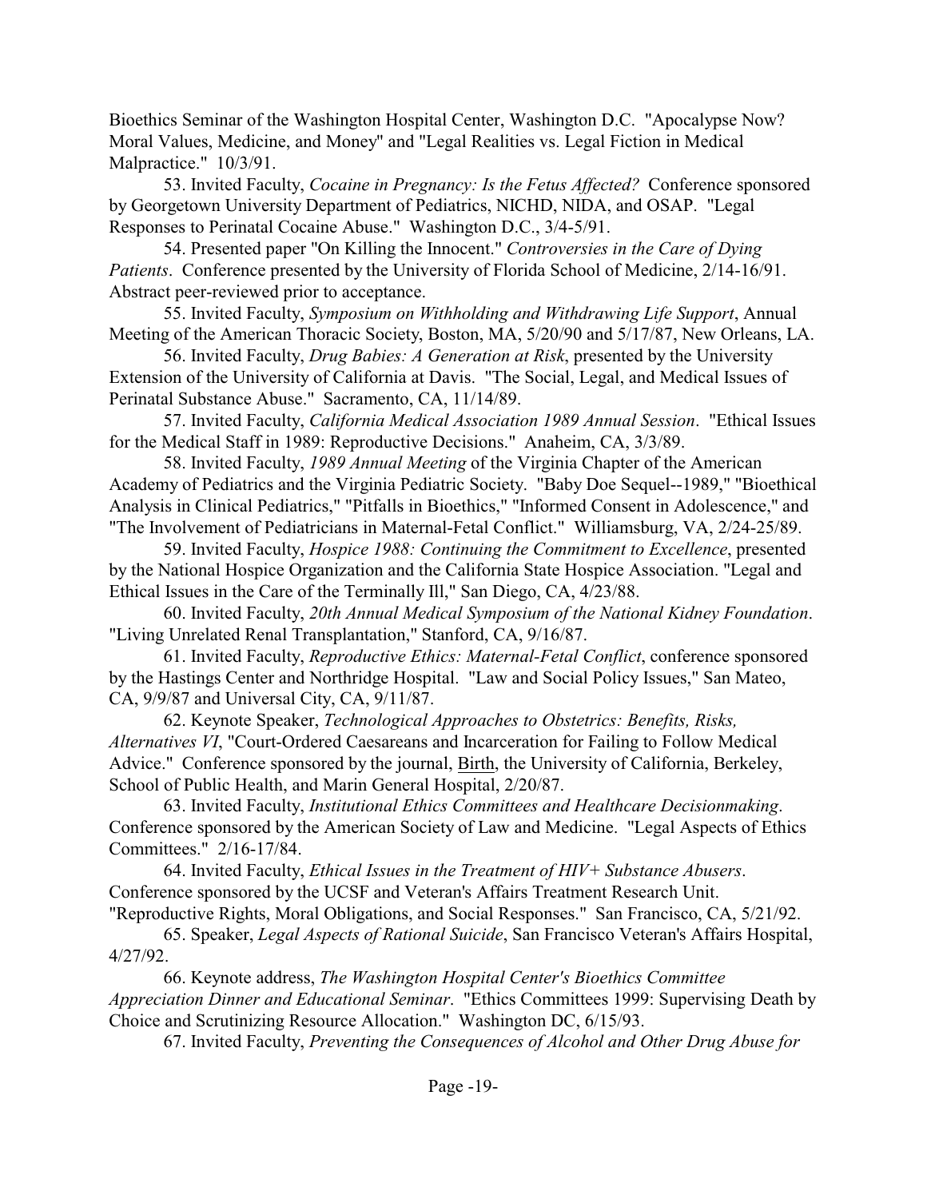Bioethics Seminar of the Washington Hospital Center, Washington D.C. "Apocalypse Now? Moral Values, Medicine, and Money" and "Legal Realities vs. Legal Fiction in Medical Malpractice." 10/3/91.

53. Invited Faculty, *Cocaine in Pregnancy: Is the Fetus Affected?* Conference sponsored by Georgetown University Department of Pediatrics, NICHD, NIDA, and OSAP. "Legal Responses to Perinatal Cocaine Abuse." Washington D.C., 3/4-5/91.

54. Presented paper "On Killing the Innocent." *Controversies in the Care of Dying Patients*. Conference presented by the University of Florida School of Medicine, 2/14-16/91. Abstract peer-reviewed prior to acceptance.

55. Invited Faculty, *Symposium on Withholding and Withdrawing Life Support*, Annual Meeting of the American Thoracic Society, Boston, MA, 5/20/90 and 5/17/87, New Orleans, LA.

56. Invited Faculty, *Drug Babies: A Generation at Risk*, presented by the University Extension of the University of California at Davis. "The Social, Legal, and Medical Issues of Perinatal Substance Abuse." Sacramento, CA, 11/14/89.

57. Invited Faculty, *California Medical Association 1989 Annual Session*. "Ethical Issues for the Medical Staff in 1989: Reproductive Decisions." Anaheim, CA, 3/3/89.

58. Invited Faculty, *1989 Annual Meeting* of the Virginia Chapter of the American Academy of Pediatrics and the Virginia Pediatric Society. "Baby Doe Sequel--1989," "Bioethical Analysis in Clinical Pediatrics," "Pitfalls in Bioethics," "Informed Consent in Adolescence," and "The Involvement of Pediatricians in Maternal-Fetal Conflict." Williamsburg, VA, 2/24-25/89.

59. Invited Faculty, *Hospice 1988: Continuing the Commitment to Excellence*, presented by the National Hospice Organization and the California State Hospice Association. "Legal and Ethical Issues in the Care of the Terminally Ill," San Diego, CA, 4/23/88.

60. Invited Faculty, *20th Annual Medical Symposium of the National Kidney Foundation*. "Living Unrelated Renal Transplantation," Stanford, CA, 9/16/87.

61. Invited Faculty, *Reproductive Ethics: Maternal-Fetal Conflict*, conference sponsored by the Hastings Center and Northridge Hospital. "Law and Social Policy Issues," San Mateo, CA, 9/9/87 and Universal City, CA, 9/11/87.

62. Keynote Speaker, *Technological Approaches to Obstetrics: Benefits, Risks, Alternatives VI*, "Court-Ordered Caesareans and Incarceration for Failing to Follow Medical Advice." Conference sponsored by the journal, Birth, the University of California, Berkeley, School of Public Health, and Marin General Hospital, 2/20/87.

63. Invited Faculty, *Institutional Ethics Committees and Healthcare Decisionmaking*. Conference sponsored by the American Society of Law and Medicine. "Legal Aspects of Ethics Committees." 2/16-17/84.

64. Invited Faculty, *Ethical Issues in the Treatment of HIV+ Substance Abusers*. Conference sponsored by the UCSF and Veteran's Affairs Treatment Research Unit. "Reproductive Rights, Moral Obligations, and Social Responses." San Francisco, CA, 5/21/92.

65. Speaker, *Legal Aspects of Rational Suicide*, San Francisco Veteran's Affairs Hospital, 4/27/92.

66. Keynote address, *The Washington Hospital Center's Bioethics Committee Appreciation Dinner and Educational Seminar*. "Ethics Committees 1999: Supervising Death by Choice and Scrutinizing Resource Allocation." Washington DC, 6/15/93.

67. Invited Faculty, *Preventing the Consequences of Alcohol and Other Drug Abuse for*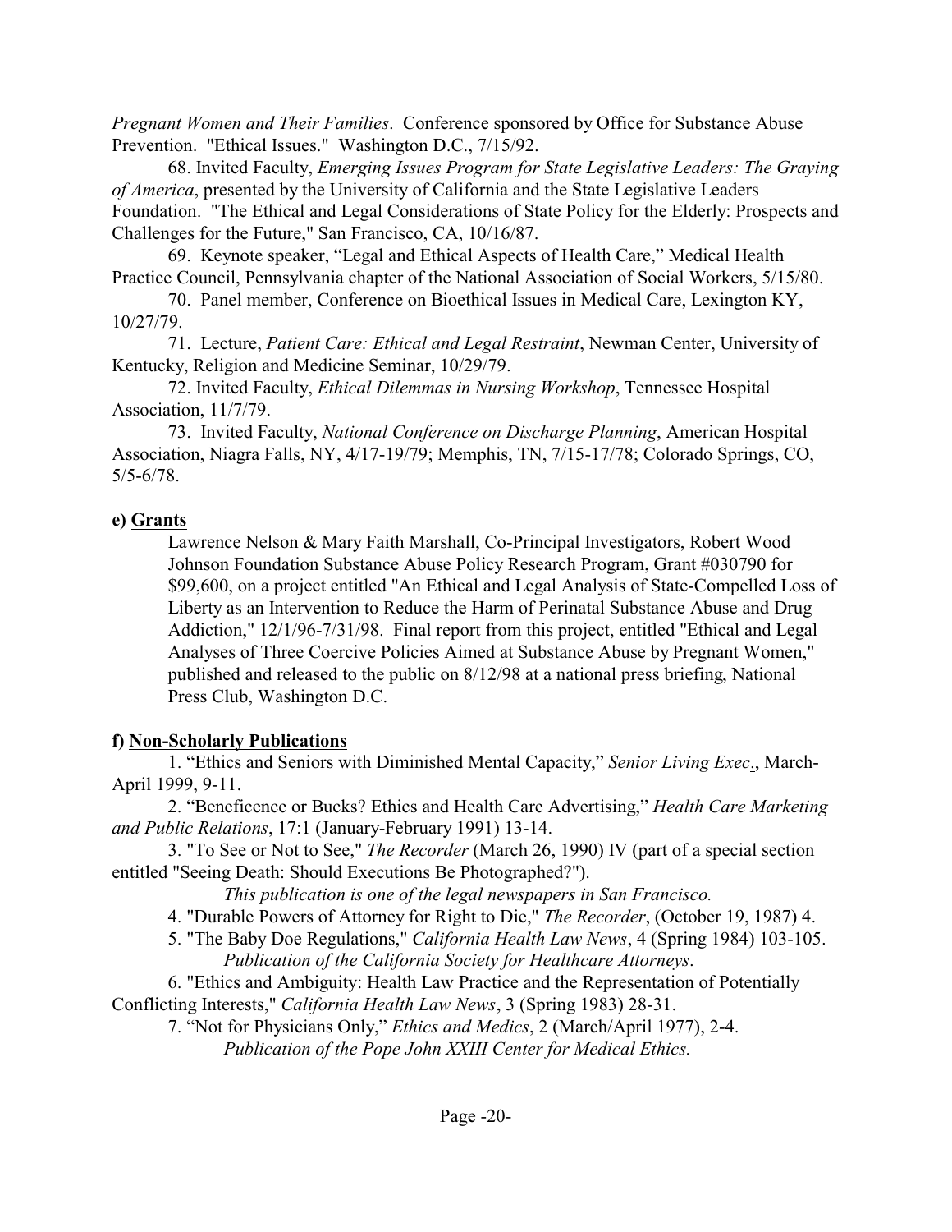*Pregnant Women and Their Families*. Conference sponsored by Office for Substance Abuse Prevention. "Ethical Issues." Washington D.C., 7/15/92.

68. Invited Faculty, *Emerging Issues Program for State Legislative Leaders: The Graying of America*, presented by the University of California and the State Legislative Leaders Foundation. "The Ethical and Legal Considerations of State Policy for the Elderly: Prospects and Challenges for the Future," San Francisco, CA, 10/16/87.

69. Keynote speaker, "Legal and Ethical Aspects of Health Care," Medical Health Practice Council, Pennsylvania chapter of the National Association of Social Workers, 5/15/80.

70. Panel member, Conference on Bioethical Issues in Medical Care, Lexington KY, 10/27/79.

71. Lecture, *Patient Care: Ethical and Legal Restraint*, Newman Center, University of Kentucky, Religion and Medicine Seminar, 10/29/79.

72. Invited Faculty, *Ethical Dilemmas in Nursing Workshop*, Tennessee Hospital Association, 11/7/79.

73. Invited Faculty, *National Conference on Discharge Planning*, American Hospital Association, Niagra Falls, NY, 4/17-19/79; Memphis, TN, 7/15-17/78; Colorado Springs, CO, 5/5-6/78.

**e) Grants**

Lawrence Nelson & Mary Faith Marshall, Co-Principal Investigators, Robert Wood Johnson Foundation Substance Abuse Policy Research Program, Grant #030790 for $99,600, on a project entitled "An Ethical and Legal Analysis of State-Compelled Loss of Liberty as an Intervention to Reduce the Harm of Perinatal Substance Abuse and Drug Addiction," 12/1/96-7/31/98. Final report from this project, entitled "Ethical and Legal Analyses of Three Coercive Policies Aimed at Substance Abuse by Pregnant Women," published and released to the public on 8/12/98 at a national press briefing, National Press Club, Washington D.C.

**f) Non-Scholarly Publications**

1. "Ethics and Seniors with Diminished Mental Capacity," *Senior Living Exec.*, March-April 1999, 9-11.

2. "Beneficence or Bucks? Ethics and Health Care Advertising," *Health Care Marketing and Public Relations*, 17:1 (January-February 1991) 13-14.

3. "To See or Not to See," *The Recorder* (March 26, 1990) IV (part of a special section entitled "Seeing Death: Should Executions Be Photographed?").
*This publication is one of the legal newspapers in San Francisco.*

4. "Durable Powers of Attorney for Right to Die," *The Recorder*, (October 19, 1987) 4.

5. "The Baby Doe Regulations," *California Health Law News*, 4 (Spring 1984) 103-105.
*Publication of the California Society for Healthcare Attorneys*.

6. "Ethics and Ambiguity: Health Law Practice and the Representation of Potentially Conflicting Interests," *California Health Law News*, 3 (Spring 1983) 28-31.

7. "Not for Physicians Only," *Ethics and Medics*, 2 (March/April 1977), 2-4.
*Publication of the Pope John XXIII Center for Medical Ethics.*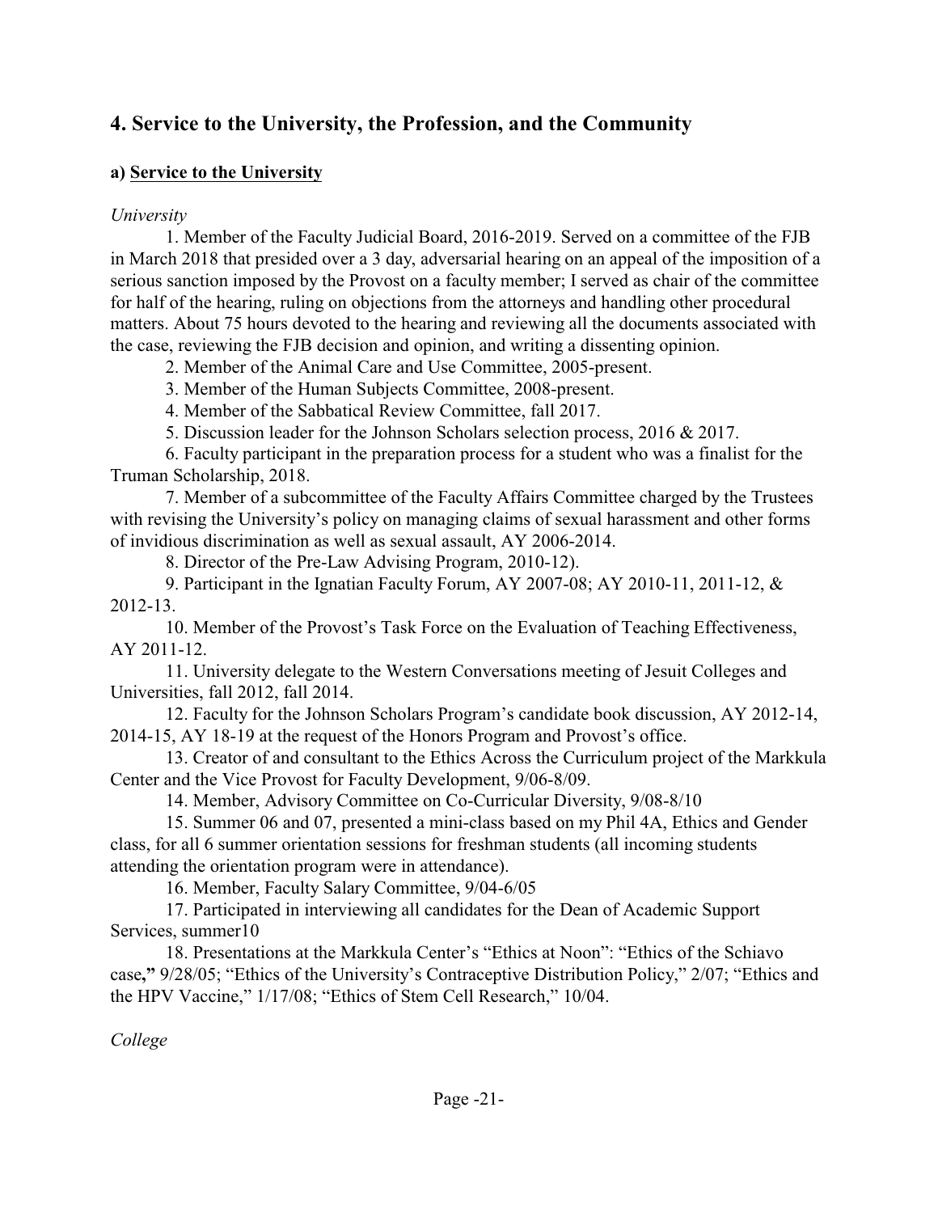## 4. Service to the University, the Profession, and the Community

### a) Service to the University

*University*

1. Member of the Faculty Judicial Board, 2016-2019. Served on a committee of the FJB in March 2018 that presided over a 3 day, adversarial hearing on an appeal of the imposition of a serious sanction imposed by the Provost on a faculty member; I served as chair of the committee for half of the hearing, ruling on objections from the attorneys and handling other procedural matters. About 75 hours devoted to the hearing and reviewing all the documents associated with the case, reviewing the FJB decision and opinion, and writing a dissenting opinion.
2. Member of the Animal Care and Use Committee, 2005-present.
3. Member of the Human Subjects Committee, 2008-present.
4. Member of the Sabbatical Review Committee, fall 2017.
5. Discussion leader for the Johnson Scholars selection process, 2016 & 2017.
6. Faculty participant in the preparation process for a student who was a finalist for the Truman Scholarship, 2018.
7. Member of a subcommittee of the Faculty Affairs Committee charged by the Trustees with revising the University's policy on managing claims of sexual harassment and other forms of invidious discrimination as well as sexual assault, AY 2006-2014.
8. Director of the Pre-Law Advising Program, 2010-12).
9. Participant in the Ignatian Faculty Forum, AY 2007-08; AY 2010-11, 2011-12, & 2012-13.
10. Member of the Provost's Task Force on the Evaluation of Teaching Effectiveness, AY 2011-12.
11. University delegate to the Western Conversations meeting of Jesuit Colleges and Universities, fall 2012, fall 2014.
12. Faculty for the Johnson Scholars Program's candidate book discussion, AY 2012-14, 2014-15, AY 18-19 at the request of the Honors Program and Provost's office.
13. Creator of and consultant to the Ethics Across the Curriculum project of the Markkula Center and the Vice Provost for Faculty Development, 9/06-8/09.
14. Member, Advisory Committee on Co-Curricular Diversity, 9/08-8/10
15. Summer 06 and 07, presented a mini-class based on my Phil 4A, Ethics and Gender class, for all 6 summer orientation sessions for freshman students (all incoming students attending the orientation program were in attendance).
16. Member, Faculty Salary Committee, 9/04-6/05
17. Participated in interviewing all candidates for the Dean of Academic Support Services, summer10
18. Presentations at the Markkula Center's "Ethics at Noon": "Ethics of the Schiavo case**,"** 9/28/05; "Ethics of the University's Contraceptive Distribution Policy," 2/07; "Ethics and the HPV Vaccine," 1/17/08; "Ethics of Stem Cell Research," 10/04.

*College*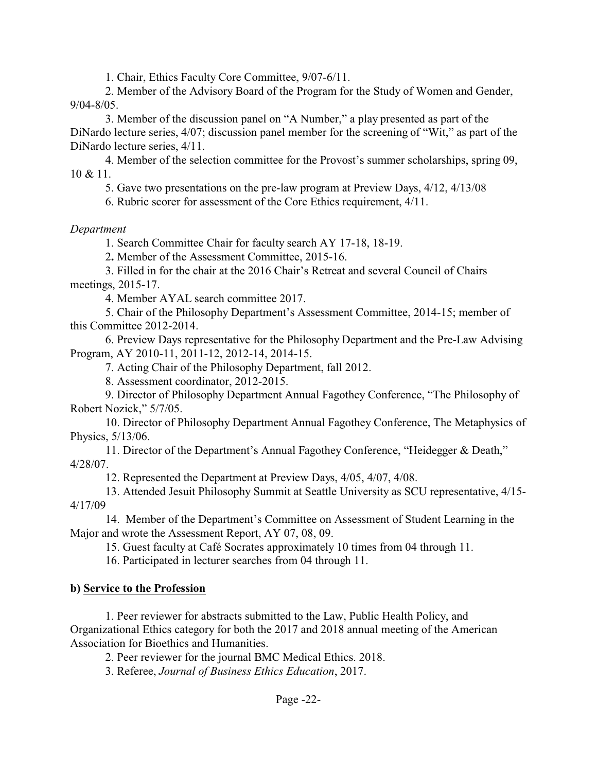1. Chair, Ethics Faculty Core Committee, 9/07-6/11.

2. Member of the Advisory Board of the Program for the Study of Women and Gender, 9/04-8/05.

3. Member of the discussion panel on "A Number," a play presented as part of the DiNardo lecture series, 4/07; discussion panel member for the screening of "Wit," as part of the DiNardo lecture series, 4/11.

4. Member of the selection committee for the Provost's summer scholarships, spring 09, 10 & 11.

5. Gave two presentations on the pre-law program at Preview Days, 4/12, 4/13/08

6. Rubric scorer for assessment of the Core Ethics requirement, 4/11.

*Department*

1. Search Committee Chair for faculty search AY 17-18, 18-19.

2**.** Member of the Assessment Committee, 2015-16.

3. Filled in for the chair at the 2016 Chair's Retreat and several Council of Chairs meetings, 2015-17.

4. Member AYAL search committee 2017.

5. Chair of the Philosophy Department's Assessment Committee, 2014-15; member of this Committee 2012-2014.

6. Preview Days representative for the Philosophy Department and the Pre-Law Advising Program, AY 2010-11, 2011-12, 2012-14, 2014-15.

7. Acting Chair of the Philosophy Department, fall 2012.

8. Assessment coordinator, 2012-2015.

9. Director of Philosophy Department Annual Fagothey Conference, "The Philosophy of Robert Nozick," 5/7/05.

10. Director of Philosophy Department Annual Fagothey Conference, The Metaphysics of Physics, 5/13/06.

11. Director of the Department's Annual Fagothey Conference, "Heidegger & Death," 4/28/07.

12. Represented the Department at Preview Days, 4/05, 4/07, 4/08.

13. Attended Jesuit Philosophy Summit at Seattle University as SCU representative, 4/15-4/17/09

14. Member of the Department's Committee on Assessment of Student Learning in the Major and wrote the Assessment Report, AY 07, 08, 09.

15. Guest faculty at Café Socrates approximately 10 times from 04 through 11.

16. Participated in lecturer searches from 04 through 11.

**b) Service to the Profession**

1. Peer reviewer for abstracts submitted to the Law, Public Health Policy, and Organizational Ethics category for both the 2017 and 2018 annual meeting of the American Association for Bioethics and Humanities.

2. Peer reviewer for the journal BMC Medical Ethics. 2018.

3. Referee, *Journal of Business Ethics Education*, 2017.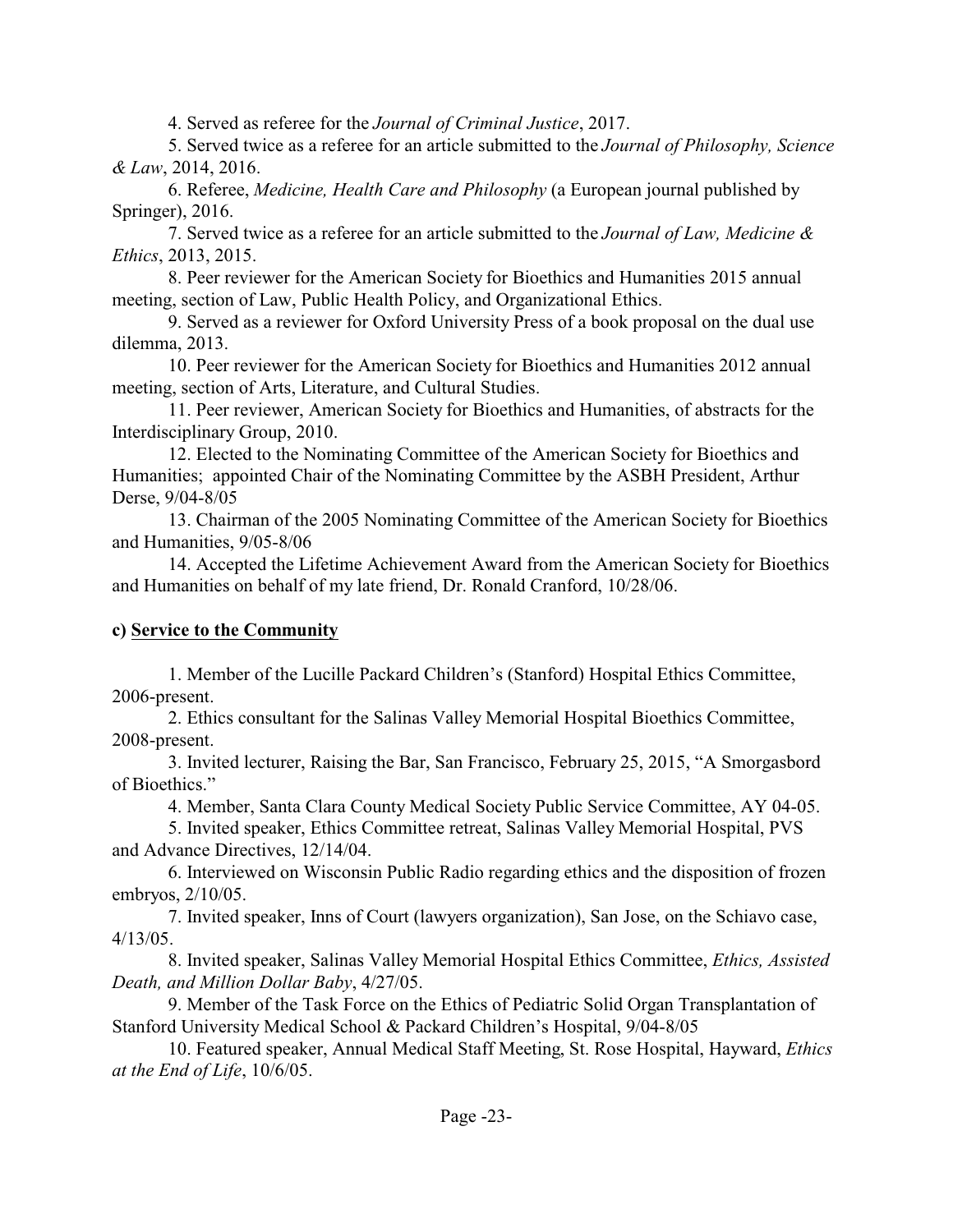4. Served as referee for the *Journal of Criminal Justice*, 2017.

5. Served twice as a referee for an article submitted to the *Journal of Philosophy, Science & Law*, 2014, 2016.

6. Referee, *Medicine, Health Care and Philosophy* (a European journal published by Springer), 2016.

7. Served twice as a referee for an article submitted to the *Journal of Law, Medicine & Ethics*, 2013, 2015.

8. Peer reviewer for the American Society for Bioethics and Humanities 2015 annual meeting, section of Law, Public Health Policy, and Organizational Ethics.

9. Served as a reviewer for Oxford University Press of a book proposal on the dual use dilemma, 2013.

10. Peer reviewer for the American Society for Bioethics and Humanities 2012 annual meeting, section of Arts, Literature, and Cultural Studies.

11. Peer reviewer, American Society for Bioethics and Humanities, of abstracts for the Interdisciplinary Group, 2010.

12. Elected to the Nominating Committee of the American Society for Bioethics and Humanities; appointed Chair of the Nominating Committee by the ASBH President, Arthur Derse, 9/04-8/05

13. Chairman of the 2005 Nominating Committee of the American Society for Bioethics and Humanities, 9/05-8/06

14. Accepted the Lifetime Achievement Award from the American Society for Bioethics and Humanities on behalf of my late friend, Dr. Ronald Cranford, 10/28/06.

**c) <u>Service to the Community</u>**

1. Member of the Lucille Packard Children's (Stanford) Hospital Ethics Committee, 2006-present.

2. Ethics consultant for the Salinas Valley Memorial Hospital Bioethics Committee, 2008-present.

3. Invited lecturer, Raising the Bar, San Francisco, February 25, 2015, "A Smorgasbord of Bioethics."

4. Member, Santa Clara County Medical Society Public Service Committee, AY 04-05.

5. Invited speaker, Ethics Committee retreat, Salinas Valley Memorial Hospital, PVS and Advance Directives, 12/14/04.

6. Interviewed on Wisconsin Public Radio regarding ethics and the disposition of frozen embryos, 2/10/05.

7. Invited speaker, Inns of Court (lawyers organization), San Jose, on the Schiavo case, 4/13/05.

8. Invited speaker, Salinas Valley Memorial Hospital Ethics Committee, *Ethics, Assisted Death, and Million Dollar Baby*, 4/27/05.

9. Member of the Task Force on the Ethics of Pediatric Solid Organ Transplantation of Stanford University Medical School & Packard Children's Hospital, 9/04-8/05

10. Featured speaker, Annual Medical Staff Meeting, St. Rose Hospital, Hayward, *Ethics at the End of Life*, 10/6/05.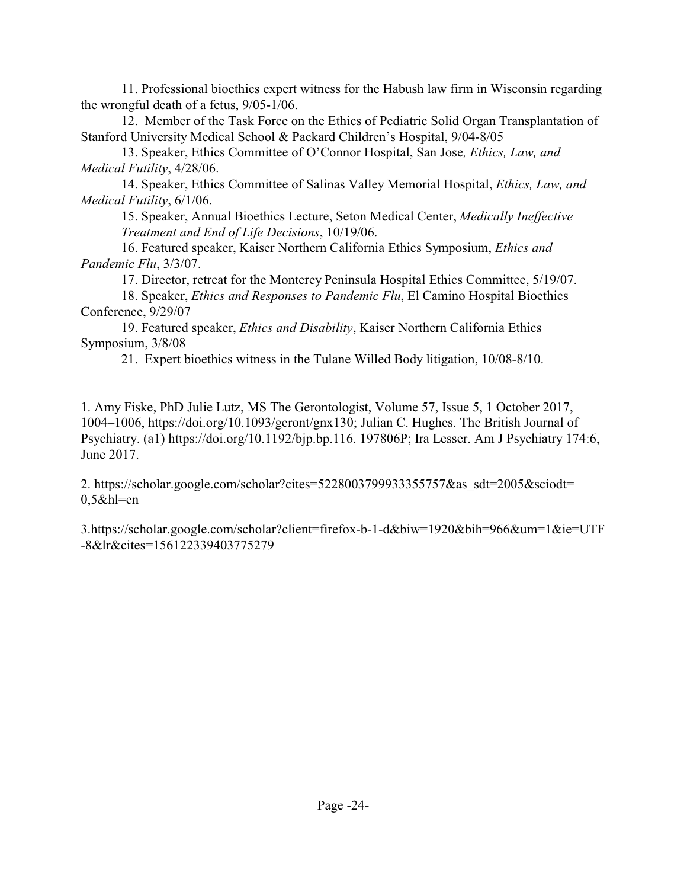11. Professional bioethics expert witness for the Habush law firm in Wisconsin regarding the wrongful death of a fetus, 9/05-1/06.

12. Member of the Task Force on the Ethics of Pediatric Solid Organ Transplantation of Stanford University Medical School & Packard Children's Hospital, 9/04-8/05

13. Speaker, Ethics Committee of O'Connor Hospital, San Jose*, Ethics, Law, and Medical Futility*, 4/28/06.

14. Speaker, Ethics Committee of Salinas Valley Memorial Hospital, *Ethics, Law, and Medical Futility*, 6/1/06.

15. Speaker, Annual Bioethics Lecture, Seton Medical Center, *Medically Ineffective Treatment and End of Life Decisions*, 10/19/06.

16. Featured speaker, Kaiser Northern California Ethics Symposium, *Ethics and Pandemic Flu*, 3/3/07.

17. Director, retreat for the Monterey Peninsula Hospital Ethics Committee, 5/19/07.

18. Speaker, *Ethics and Responses to Pandemic Flu*, El Camino Hospital Bioethics Conference, 9/29/07

19. Featured speaker, *Ethics and Disability*, Kaiser Northern California Ethics Symposium, 3/8/08

21. Expert bioethics witness in the Tulane Willed Body litigation, 10/08-8/10.

1. Amy Fiske, PhD Julie Lutz, MS The Gerontologist, Volume 57, Issue 5, 1 October 2017, 1004–1006, https://doi.org/10.1093/geront/gnx130; Julian C. Hughes. The British Journal of Psychiatry. (a1) https://doi.org/10.1192/bjp.bp.116. 197806P; Ira Lesser. Am J Psychiatry 174:6, June 2017.

2. https://scholar.google.com/scholar?cites=5228003799933355757&as_sdt=2005&sciodt=0,5&hl=en

3.https://scholar.google.com/scholar?client=firefox-b-1-d&biw=1920&bih=966&um=1&ie=UTF-8&lr&cites=156122339403775279